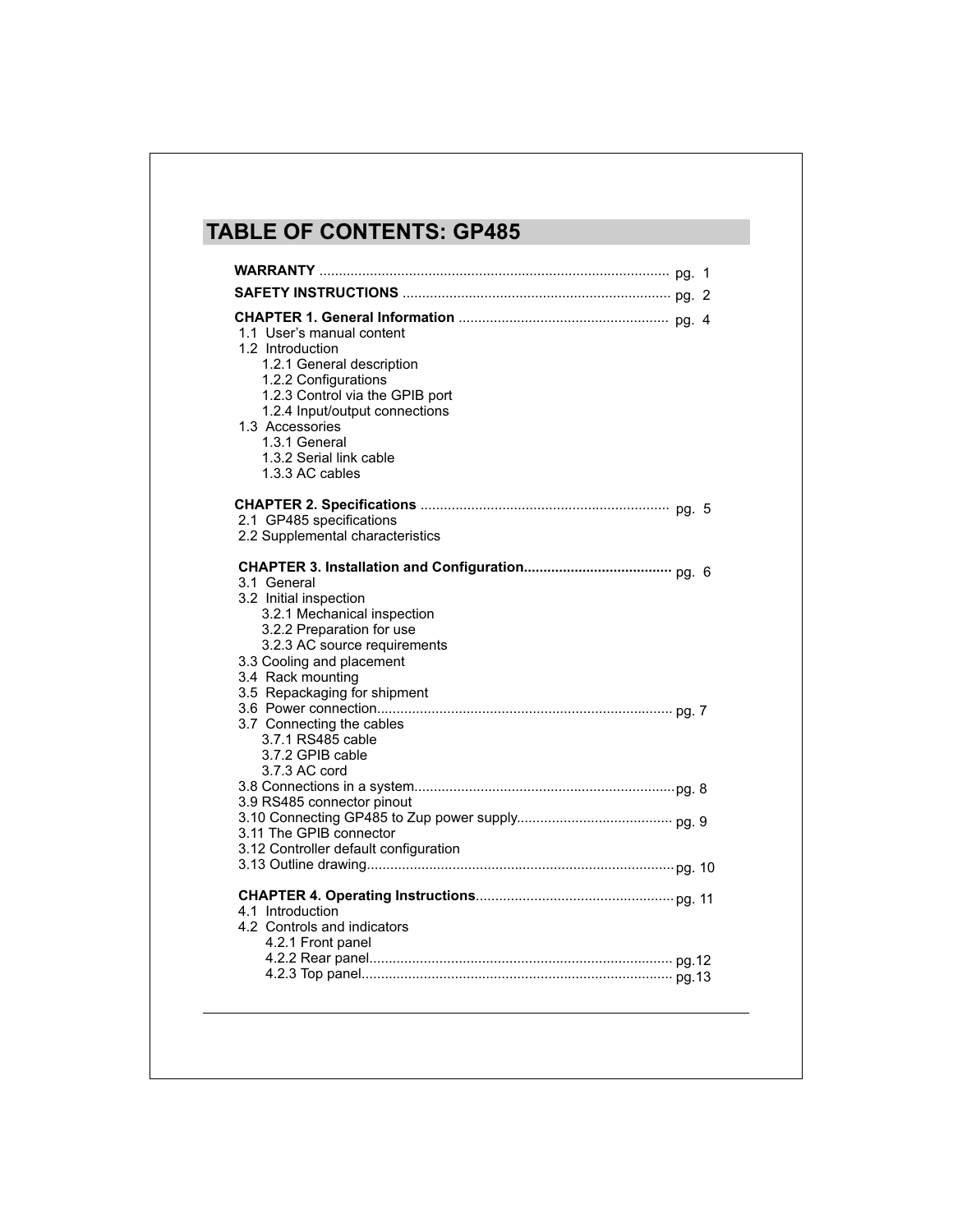# TABLE OF CONTENTS: GP485

**WARRANTY** ........................................................................................ pg. 1

**SAFETY INSTRUCTIONS** .................................................................... pg. 2

**CHAPTER 1. General Information** ..................................................... pg. 4

- 1.1 User's manual content
- 1.2 Introduction
  - 1.2.1 General description
  - 1.2.2 Configurations
  - 1.2.3 Control via the GPIB port
  - 1.2.4 Input/output connections
- 1.3 Accessories
  - 1.3.1 General
  - 1.3.2 Serial link cable
  - 1.3.3 AC cables

**CHAPTER 2. Specifications** ............................................................... pg. 5

- 2.1 GP485 specifications
- 2.2 Supplemental characteristics

**CHAPTER 3. Installation and Configuration**...................................... pg. 6

- 3.1 General
- 3.2 Initial inspection
  - 3.2.1 Mechanical inspection
  - 3.2.2 Preparation for use
  - 3.2.3 AC source requirements
- 3.3 Cooling and placement
- 3.4 Rack mounting
- 3.5 Repackaging for shipment
- 3.6 Power connection........................................................................... pg. 7
- 3.7 Connecting the cables
  - 3.7.1 RS485 cable
  - 3.7.2 GPIB cable
  - 3.7.3 AC cord
- 3.8 Connections in a system.................................................................. pg. 8
- 3.9 RS485 connector pinout
- 3.10 Connecting GP485 to Zup power supply....................................... pg. 9
- 3.11 The GPIB connector
- 3.12 Controller default configuration
- 3.13 Outline drawing.............................................................................. pg. 10

**CHAPTER 4. Operating Instructions**.................................................. pg. 11

- 4.1 Introduction
- 4.2 Controls and indicators
  - 4.2.1 Front panel
  - 4.2.2 Rear panel............................................................................. pg.12
  - 4.2.3 Top panel.............................................................................. pg.13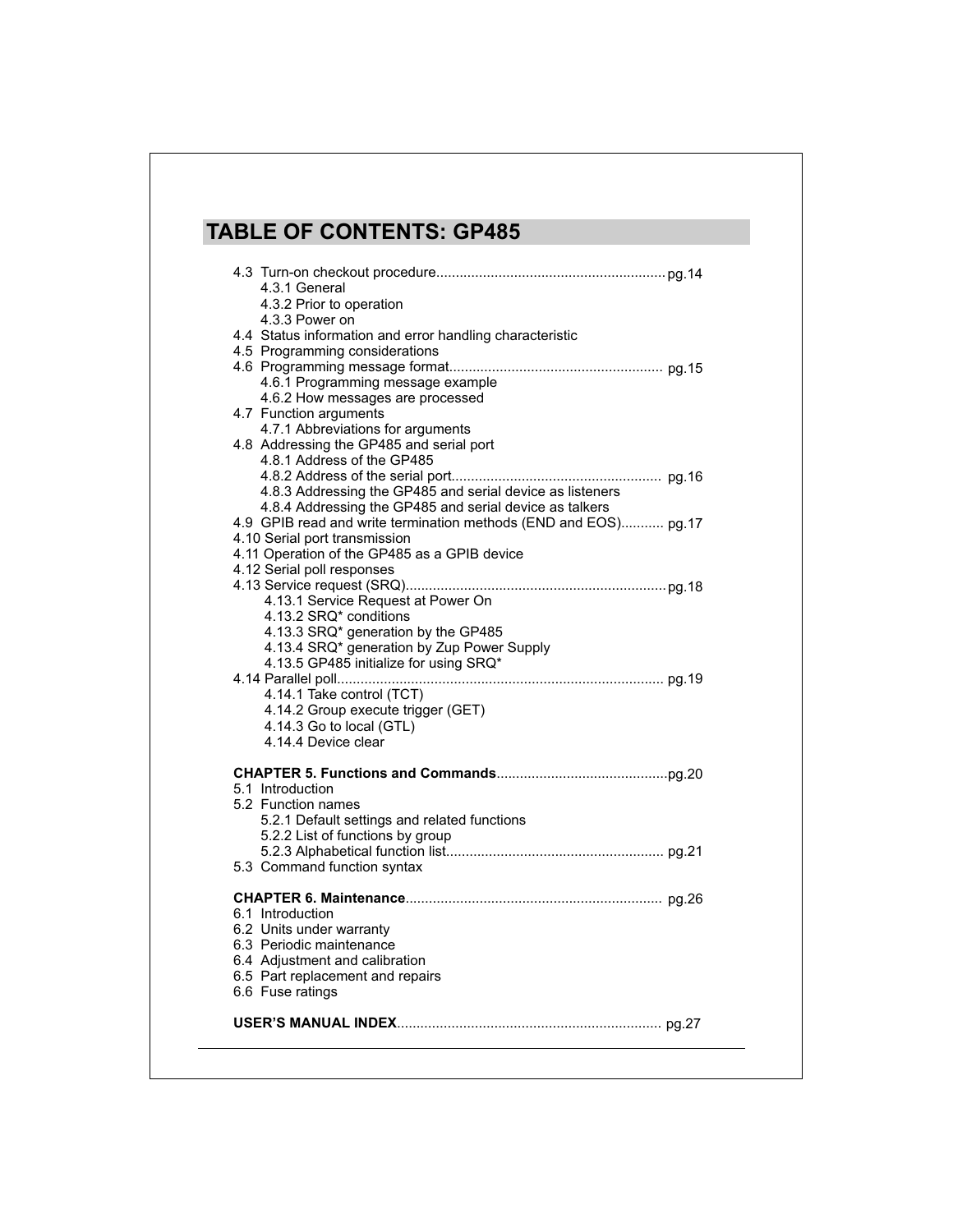# TABLE OF CONTENTS: GP485

4.3 Turn-on checkout procedure........................................................... pg.14
- 4.3.1 General
- 4.3.2 Prior to operation
- 4.3.3 Power on

4.4 Status information and error handling characteristic
4.5 Programming considerations
4.6 Programming message format...................................................... pg.15
- 4.6.1 Programming message example
- 4.6.2 How messages are processed

4.7 Function arguments
- 4.7.1 Abbreviations for arguments

4.8 Addressing the GP485 and serial port
- 4.8.1 Address of the GP485
- 4.8.2 Address of the serial port..................................................... pg.16
- 4.8.3 Addressing the GP485 and serial device as listeners
- 4.8.4 Addressing the GP485 and serial device as talkers

4.9 GPIB read and write termination methods (END and EOS)........... pg.17
4.10 Serial port transmission
4.11 Operation of the GP485 as a GPIB device
4.12 Serial poll responses
4.13 Service request (SRQ).................................................................. pg.18
- 4.13.1 Service Request at Power On
- 4.13.2 SRQ* conditions
- 4.13.3 SRQ* generation by the GP485
- 4.13.4 SRQ* generation by Zup Power Supply
- 4.13.5 GP485 initialize for using SRQ*

4.14 Parallel poll................................................................................... pg.19
- 4.14.1 Take control (TCT)
- 4.14.2 Group execute trigger (GET)
- 4.14.3 Go to local (GTL)
- 4.14.4 Device clear

**CHAPTER 5. Functions and Commands**............................................pg.20
5.1 Introduction
5.2 Function names
- 5.2.1 Default settings and related functions
- 5.2.2 List of functions by group
- 5.2.3 Alphabetical function list....................................................... pg.21

5.3 Command function syntax

**CHAPTER 6. Maintenance**................................................................. pg.26
6.1 Introduction
6.2 Units under warranty
6.3 Periodic maintenance
6.4 Adjustment and calibration
6.5 Part replacement and repairs
6.6 Fuse ratings

**USER'S MANUAL INDEX**.................................................................... pg.27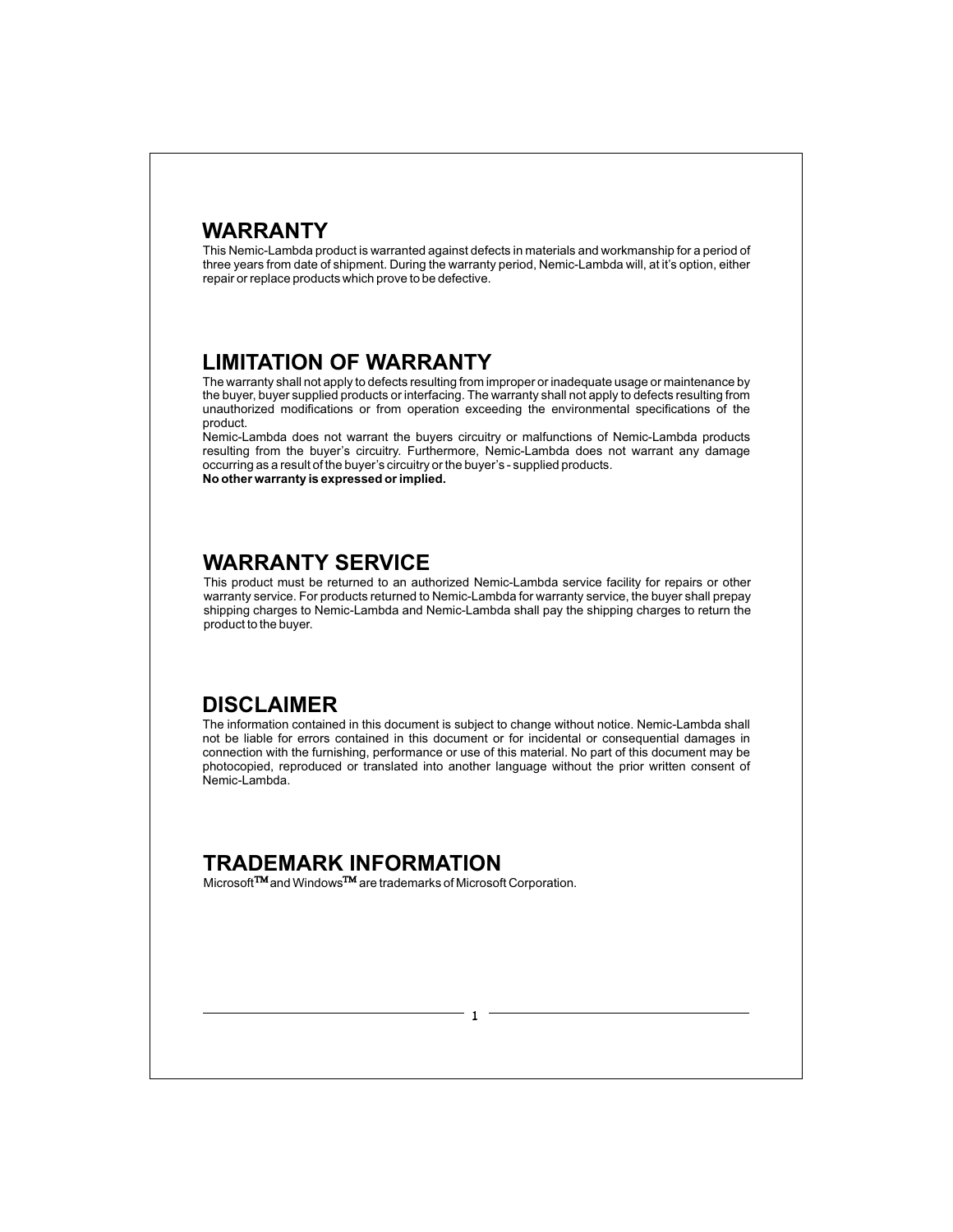## WARRANTY

This Nemic-Lambda product is warranted against defects in materials and workmanship for a period of three years from date of shipment. During the warranty period, Nemic-Lambda will, at it's option, either repair or replace products which prove to be defective.

## LIMITATION OF WARRANTY

The warranty shall not apply to defects resulting from improper or inadequate usage or maintenance by the buyer, buyer supplied products or interfacing. The warranty shall not apply to defects resulting from unauthorized modifications or from operation exceeding the environmental specifications of the product.

Nemic-Lambda does not warrant the buyers circuitry or malfunctions of Nemic-Lambda products resulting from the buyer's circuitry. Furthermore, Nemic-Lambda does not warrant any damage occurring as a result of the buyer's circuitry or the buyer's - supplied products.

**No other warranty is expressed or implied.**

## WARRANTY SERVICE

This product must be returned to an authorized Nemic-Lambda service facility for repairs or other warranty service. For products returned to Nemic-Lambda for warranty service, the buyer shall prepay shipping charges to Nemic-Lambda and Nemic-Lambda shall pay the shipping charges to return the product to the buyer.

## DISCLAIMER

The information contained in this document is subject to change without notice. Nemic-Lambda shall not be liable for errors contained in this document or for incidental or consequential damages in connection with the furnishing, performance or use of this material. No part of this document may be photocopied, reproduced or translated into another language without the prior written consent of Nemic-Lambda.

## TRADEMARK INFORMATION

Microsoft™ and Windows™ are trademarks of Microsoft Corporation.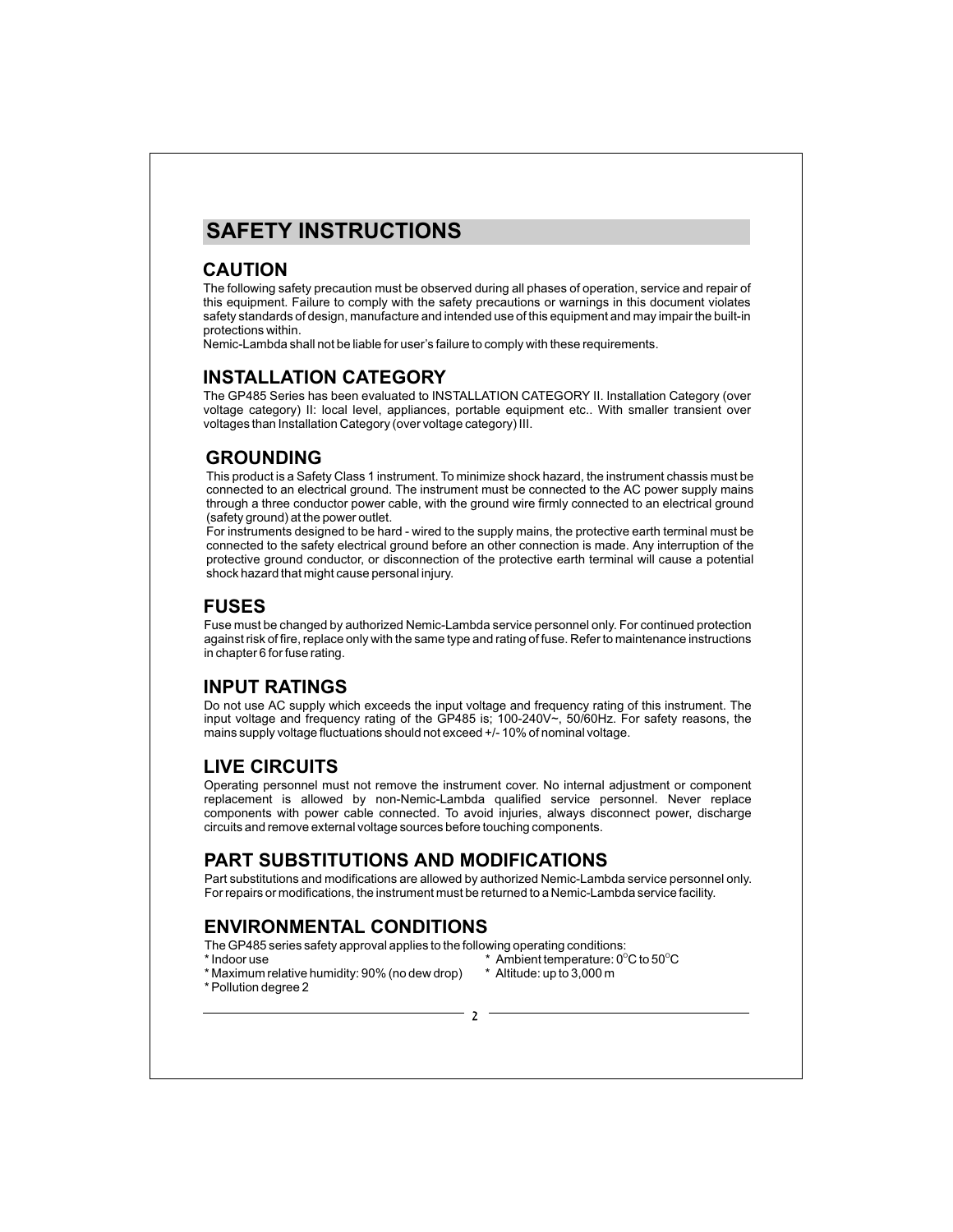# SAFETY INSTRUCTIONS

## CAUTION

The following safety precaution must be observed during all phases of operation, service and repair of this equipment. Failure to comply with the safety precautions or warnings in this document violates safety standards of design, manufacture and intended use of this equipment and may impair the built-in protections within.

Nemic-Lambda shall not be liable for user's failure to comply with these requirements.

## INSTALLATION CATEGORY

The GP485 Series has been evaluated to INSTALLATION CATEGORY II. Installation Category (over voltage category) II: local level, appliances, portable equipment etc.. With smaller transient over voltages than Installation Category (over voltage category) III.

## GROUNDING

This product is a Safety Class 1 instrument. To minimize shock hazard, the instrument chassis must be connected to an electrical ground. The instrument must be connected to the AC power supply mains through a three conductor power cable, with the ground wire firmly connected to an electrical ground (safety ground) at the power outlet.

For instruments designed to be hard - wired to the supply mains, the protective earth terminal must be connected to the safety electrical ground before an other connection is made. Any interruption of the protective ground conductor, or disconnection of the protective earth terminal will cause a potential shock hazard that might cause personal injury.

## FUSES

Fuse must be changed by authorized Nemic-Lambda service personnel only. For continued protection against risk of fire, replace only with the same type and rating of fuse. Refer to maintenance instructions in chapter 6 for fuse rating.

## INPUT RATINGS

Do not use AC supply which exceeds the input voltage and frequency rating of this instrument. The input voltage and frequency rating of the GP485 is; 100-240V~, 50/60Hz. For safety reasons, the mains supply voltage fluctuations should not exceed +/- 10% of nominal voltage.

## LIVE CIRCUITS

Operating personnel must not remove the instrument cover. No internal adjustment or component replacement is allowed by non-Nemic-Lambda qualified service personnel. Never replace components with power cable connected. To avoid injuries, always disconnect power, discharge circuits and remove external voltage sources before touching components.

## PART SUBSTITUTIONS AND MODIFICATIONS

Part substitutions and modifications are allowed by authorized Nemic-Lambda service personnel only. For repairs or modifications, the instrument must be returned to a Nemic-Lambda service facility.

## ENVIRONMENTAL CONDITIONS

The GP485 series safety approval applies to the following operating conditions:

* Indoor use
* Maximum relative humidity: 90% (no dew drop)
* Pollution degree 2
* Ambient temperature: 0°C to 50°C
* Altitude: up to 3,000 m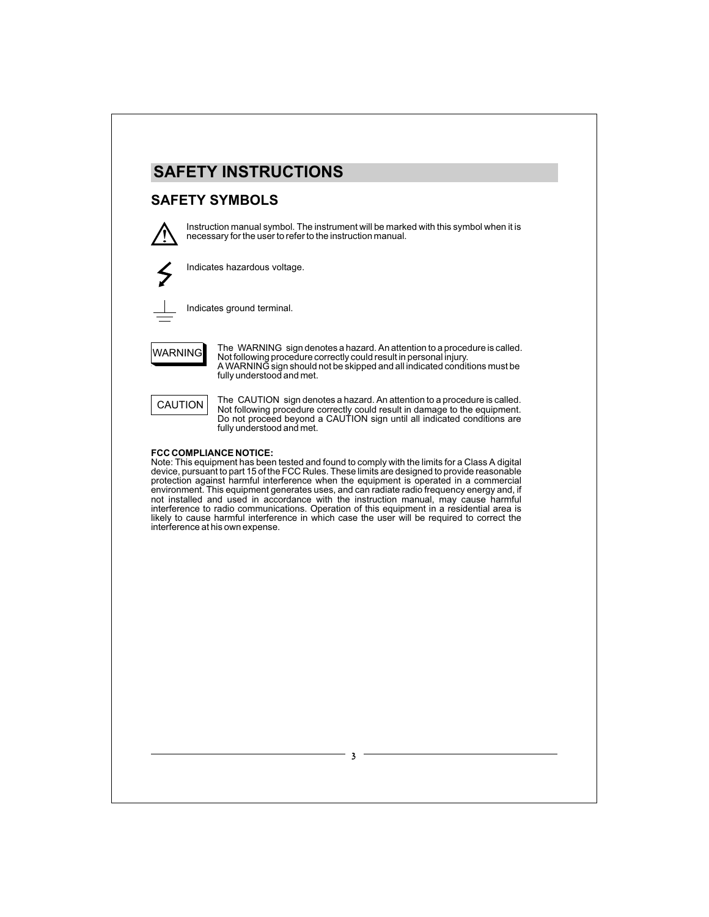# SAFETY INSTRUCTIONS

## SAFETY SYMBOLS

Instruction manual symbol. The instrument will be marked with this symbol when it is necessary for the user to refer to the instruction manual.

Indicates hazardous voltage.

Indicates ground terminal.

WARNING — The WARNING sign denotes a hazard. An attention to a procedure is called. Not following procedure correctly could result in personal injury. A WARNING sign should not be skipped and all indicated conditions must be fully understood and met.

CAUTION — The CAUTION sign denotes a hazard. An attention to a procedure is called. Not following procedure correctly could result in damage to the equipment. Do not proceed beyond a CAUTION sign until all indicated conditions are fully understood and met.

**FCC COMPLIANCE NOTICE:**

Note: This equipment has been tested and found to comply with the limits for a Class A digital device, pursuant to part 15 of the FCC Rules. These limits are designed to provide reasonable protection against harmful interference when the equipment is operated in a commercial environment. This equipment generates uses, and can radiate radio frequency energy and, if not installed and used in accordance with the instruction manual, may cause harmful interference to radio communications. Operation of this equipment in a residential area is likely to cause harmful interference in which case the user will be required to correct the interference at his own expense.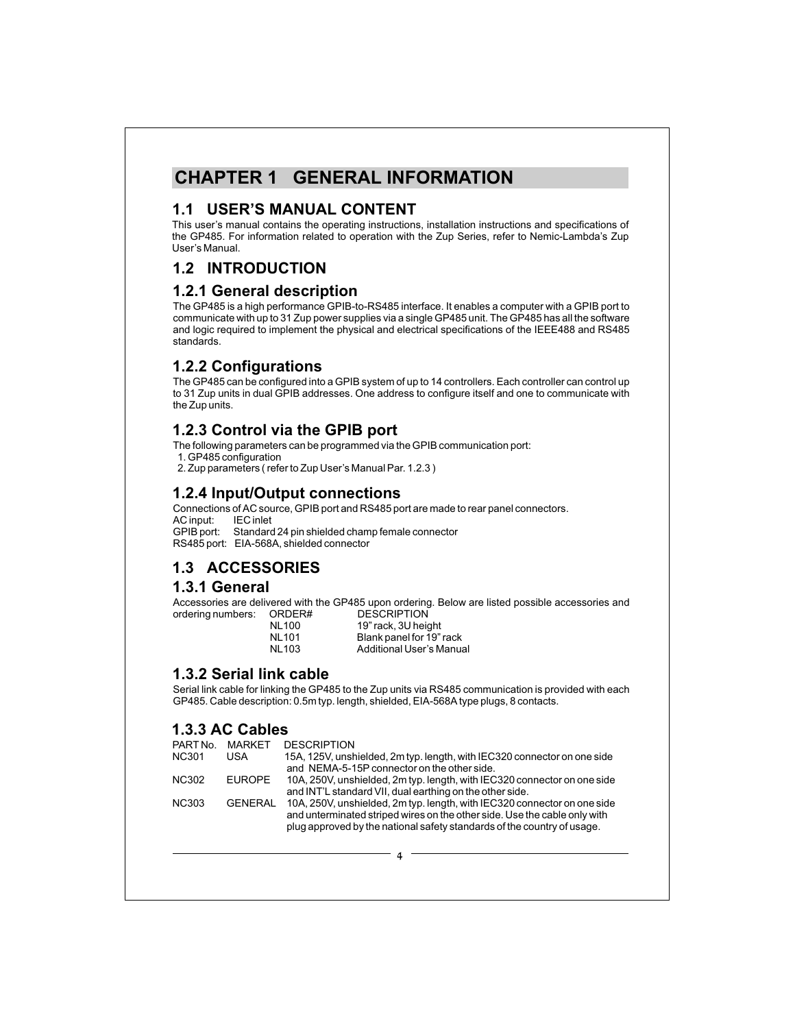# CHAPTER 1 GENERAL INFORMATION

## 1.1 USER'S MANUAL CONTENT

This user's manual contains the operating instructions, installation instructions and specifications of the GP485. For information related to operation with the Zup Series, refer to Nemic-Lambda's Zup User's Manual.

## 1.2 INTRODUCTION

### 1.2.1 General description

The GP485 is a high performance GPIB-to-RS485 interface. It enables a computer with a GPIB port to communicate with up to 31 Zup power supplies via a single GP485 unit. The GP485 has all the software and logic required to implement the physical and electrical specifications of the IEEE488 and RS485 standards.

### 1.2.2 Configurations

The GP485 can be configured into a GPIB system of up to 14 controllers. Each controller can control up to 31 Zup units in dual GPIB addresses. One address to configure itself and one to communicate with the Zup units.

### 1.2.3 Control via the GPIB port

The following parameters can be programmed via the GPIB communication port:

1. GP485 configuration
2. Zup parameters ( refer to Zup User's Manual Par. 1.2.3 )

### 1.2.4 Input/Output connections

Connections of AC source, GPIB port and RS485 port are made to rear panel connectors.

AC input: IEC inlet
GPIB port: Standard 24 pin shielded champ female connector
RS485 port: EIA-568A, shielded connector

## 1.3 ACCESSORIES

### 1.3.1 General

Accessories are delivered with the GP485 upon ordering. Below are listed possible accessories and ordering numbers:

| ORDER# | DESCRIPTION |
|---|---|
| NL100 | 19" rack, 3U height |
| NL101 | Blank panel for 19" rack |
| NL103 | Additional User's Manual |

### 1.3.2 Serial link cable

Serial link cable for linking the GP485 to the Zup units via RS485 communication is provided with each GP485. Cable description: 0.5m typ. length, shielded, EIA-568A type plugs, 8 contacts.

### 1.3.3 AC Cables

| PART No. | MARKET | DESCRIPTION |
|---|---|---|
| NC301 | USA | 15A, 125V, unshielded, 2m typ. length, with IEC320 connector on one side and NEMA-5-15P connector on the other side. |
| NC302 | EUROPE | 10A, 250V, unshielded, 2m typ. length, with IEC320 connector on one side and INT'L standard VII, dual earthing on the other side. |
| NC303 | GENERAL | 10A, 250V, unshielded, 2m typ. length, with IEC320 connector on one side and unterminated striped wires on the other side. Use the cable only with plug approved by the national safety standards of the country of usage. |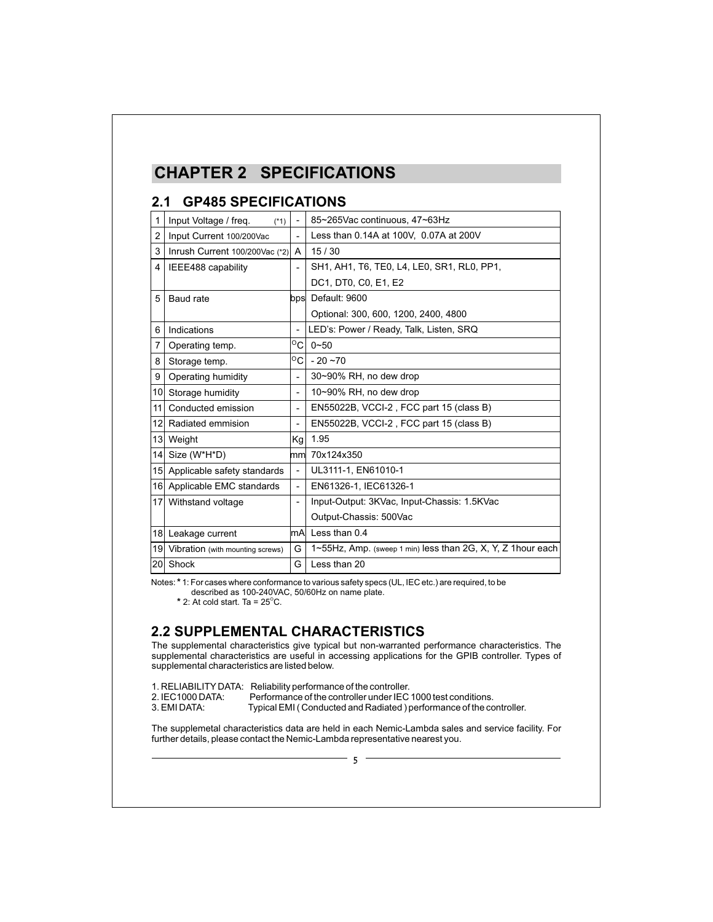# CHAPTER 2 SPECIFICATIONS

## 2.1 GP485 SPECIFICATIONS

| | | | |
|---|---|---|---|
| 1 | Input Voltage / freq. (*1) | - | 85~265Vac continuous, 47~63Hz |
| 2 | Input Current 100/200Vac | - | Less than 0.14A at 100V, 0.07A at 200V |
| 3 | Inrush Current 100/200Vac (*2) | A | 15 / 30 |
| 4 | IEEE488 capability | - | SH1, AH1, T6, TE0, L4, LE0, SR1, RL0, PP1, DC1, DT0, C0, E1, E2 |
| 5 | Baud rate | bps | Default: 9600<br>Optional: 300, 600, 1200, 2400, 4800 |
| 6 | Indications | - | LED's: Power / Ready, Talk, Listen, SRQ |
| 7 | Operating temp. | °C | 0~50 |
| 8 | Storage temp. | °C | - 20 ~70 |
| 9 | Operating humidity | - | 30~90% RH, no dew drop |
| 10 | Storage humidity | - | 10~90% RH, no dew drop |
| 11 | Conducted emission | - | EN55022B, VCCI-2 , FCC part 15 (class B) |
| 12 | Radiated emmision | - | EN55022B, VCCI-2 , FCC part 15 (class B) |
| 13 | Weight | Kg | 1.95 |
| 14 | Size (W*H*D) | mm | 70x124x350 |
| 15 | Applicable safety standards | - | UL3111-1, EN61010-1 |
| 16 | Applicable EMC standards | - | EN61326-1, IEC61326-1 |
| 17 | Withstand voltage | - | Input-Output: 3KVac, Input-Chassis: 1.5KVac<br>Output-Chassis: 500Vac |
| 18 | Leakage current | mA | Less than 0.4 |
| 19 | Vibration (with mounting screws) | G | 1~55Hz, Amp. (sweep 1 min) less than 2G, X, Y, Z 1hour each |
| 20 | Shock | G | Less than 20 |

Notes: * 1: For cases where conformance to various safety specs (UL, IEC etc.) are required, to be described as 100-240VAC, 50/60Hz on name plate.
* 2: At cold start. Ta = 25°C.

## 2.2 SUPPLEMENTAL CHARACTERISTICS

The supplemental characteristics give typical but non-warranted performance characteristics. The supplemental characteristics are useful in accessing applications for the GPIB controller. Types of supplemental characteristics are listed below.

1. RELIABILITY DATA: Reliability performance of the controller.
2. IEC1000 DATA: Performance of the controller under IEC 1000 test conditions.
3. EMI DATA: Typical EMI ( Conducted and Radiated ) performance of the controller.

The supplemetal characteristics data are held in each Nemic-Lambda sales and service facility. For further details, please contact the Nemic-Lambda representative nearest you.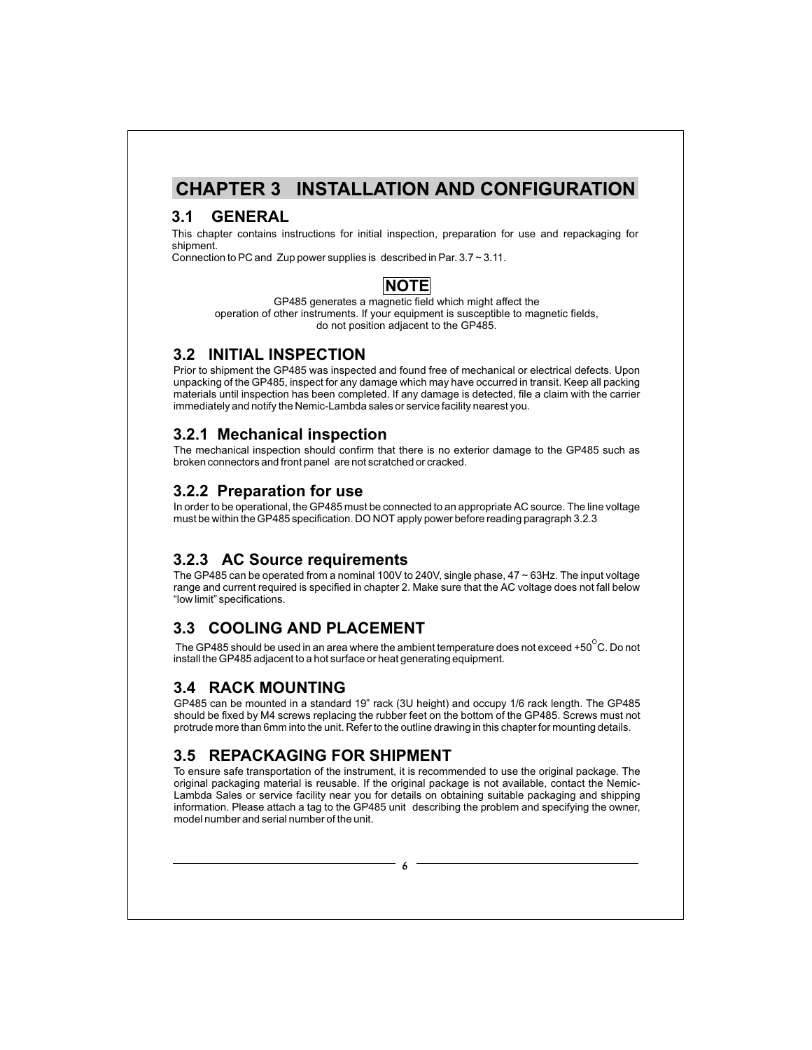# CHAPTER 3 INSTALLATION AND CONFIGURATION

## 3.1 GENERAL

This chapter contains instructions for initial inspection, preparation for use and repackaging for shipment.
Connection to PC and Zup power supplies is described in Par. 3.7 ~ 3.11.

**NOTE**

GP485 generates a magnetic field which might affect the operation of other instruments. If your equipment is susceptible to magnetic fields, do not position adjacent to the GP485.

## 3.2 INITIAL INSPECTION

Prior to shipment the GP485 was inspected and found free of mechanical or electrical defects. Upon unpacking of the GP485, inspect for any damage which may have occurred in transit. Keep all packing materials until inspection has been completed. If any damage is detected, file a claim with the carrier immediately and notify the Nemic-Lambda sales or service facility nearest you.

### 3.2.1 Mechanical inspection

The mechanical inspection should confirm that there is no exterior damage to the GP485 such as broken connectors and front panel are not scratched or cracked.

### 3.2.2 Preparation for use

In order to be operational, the GP485 must be connected to an appropriate AC source. The line voltage must be within the GP485 specification. DO NOT apply power before reading paragraph 3.2.3

### 3.2.3 AC Source requirements

The GP485 can be operated from a nominal 100V to 240V, single phase, 47 ~ 63Hz. The input voltage range and current required is specified in chapter 2. Make sure that the AC voltage does not fall below "low limit" specifications.

## 3.3 COOLING AND PLACEMENT

The GP485 should be used in an area where the ambient temperature does not exceed +50°C. Do not install the GP485 adjacent to a hot surface or heat generating equipment.

## 3.4 RACK MOUNTING

GP485 can be mounted in a standard 19" rack (3U height) and occupy 1/6 rack length. The GP485 should be fixed by M4 screws replacing the rubber feet on the bottom of the GP485. Screws must not protrude more than 6mm into the unit. Refer to the outline drawing in this chapter for mounting details.

## 3.5 REPACKAGING FOR SHIPMENT

To ensure safe transportation of the instrument, it is recommended to use the original package. The original packaging material is reusable. If the original package is not available, contact the Nemic-Lambda Sales or service facility near you for details on obtaining suitable packaging and shipping information. Please attach a tag to the GP485 unit describing the problem and specifying the owner, model number and serial number of the unit.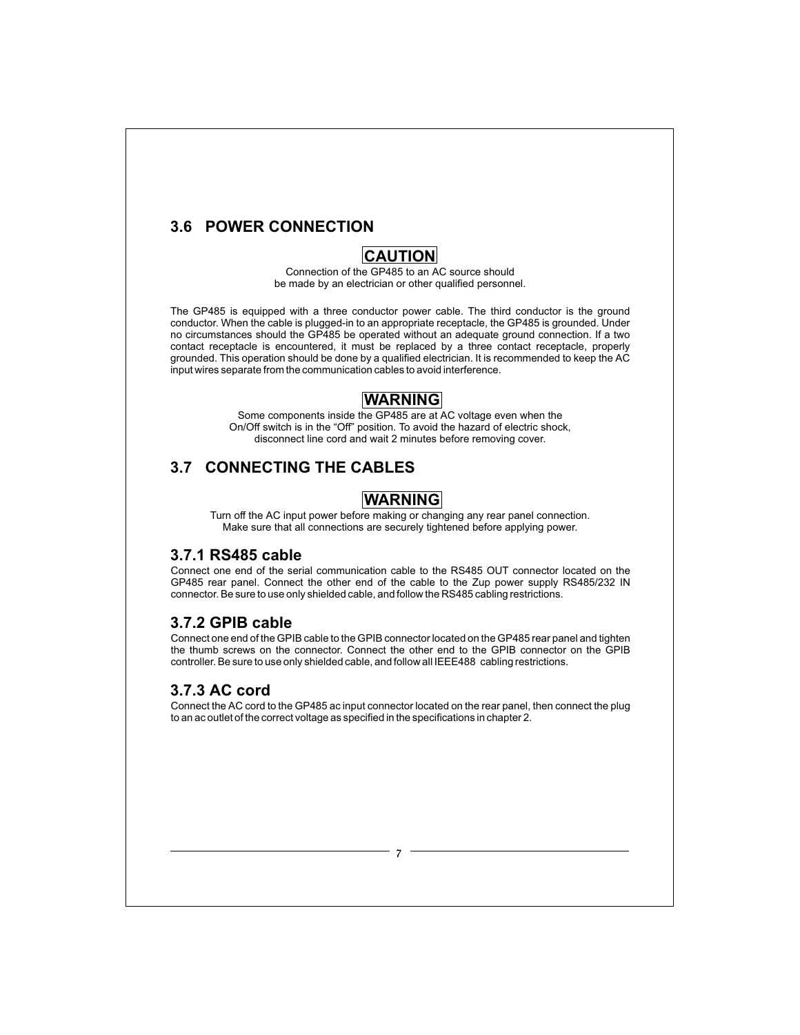## 3.6 POWER CONNECTION

**CAUTION**

Connection of the GP485 to an AC source should be made by an electrician or other qualified personnel.

The GP485 is equipped with a three conductor power cable. The third conductor is the ground conductor. When the cable is plugged-in to an appropriate receptacle, the GP485 is grounded. Under no circumstances should the GP485 be operated without an adequate ground connection. If a two contact receptacle is encountered, it must be replaced by a three contact receptacle, properly grounded. This operation should be done by a qualified electrician. It is recommended to keep the AC input wires separate from the communication cables to avoid interference.

**WARNING**

Some components inside the GP485 are at AC voltage even when the On/Off switch is in the "Off" position. To avoid the hazard of electric shock, disconnect line cord and wait 2 minutes before removing cover.

## 3.7 CONNECTING THE CABLES

**WARNING**

Turn off the AC input power before making or changing any rear panel connection. Make sure that all connections are securely tightened before applying power.

### 3.7.1 RS485 cable

Connect one end of the serial communication cable to the RS485 OUT connector located on the GP485 rear panel. Connect the other end of the cable to the Zup power supply RS485/232 IN connector. Be sure to use only shielded cable, and follow the RS485 cabling restrictions.

### 3.7.2 GPIB cable

Connect one end of the GPIB cable to the GPIB connector located on the GP485 rear panel and tighten the thumb screws on the connector. Connect the other end to the GPIB connector on the GPIB controller. Be sure to use only shielded cable, and follow all IEEE488 cabling restrictions.

### 3.7.3 AC cord

Connect the AC cord to the GP485 ac input connector located on the rear panel, then connect the plug to an ac outlet of the correct voltage as specified in the specifications in chapter 2.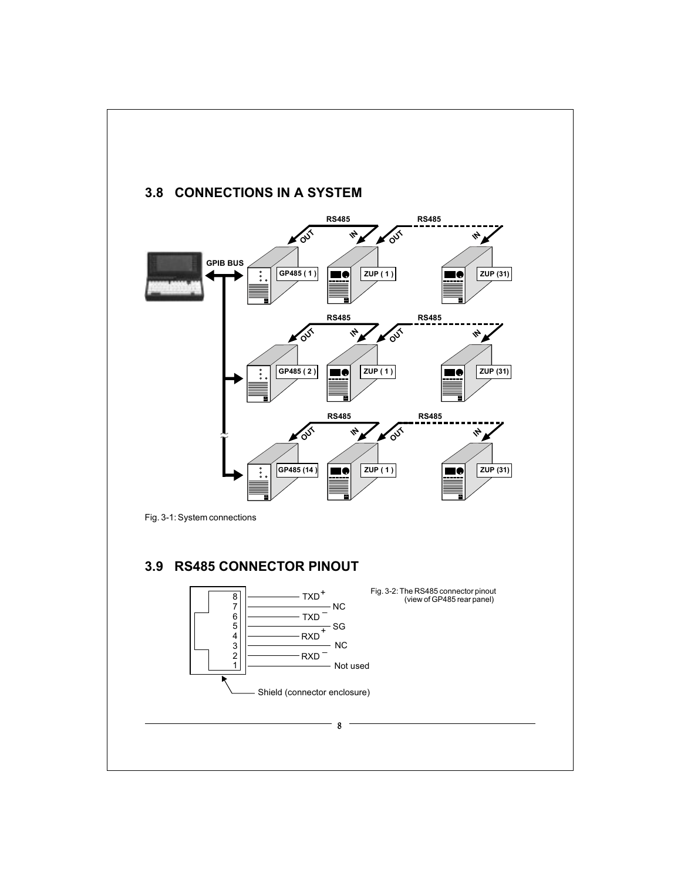## 3.8 CONNECTIONS IN A SYSTEM

Fig. 3-1: System connections

## 3.9 RS485 CONNECTOR PINOUT

| Pin | Signal |
|---|---|
| 8 | TXD+ |
| 7 | NC |
| 6 | TXD− |
| 5 | SG |
| 4 | RXD+ |
| 3 | NC |
| 2 | RXD− |
| 1 | Not used |

Shield (connector enclosure)

Fig. 3-2: The RS485 connector pinout (view of GP485 rear panel)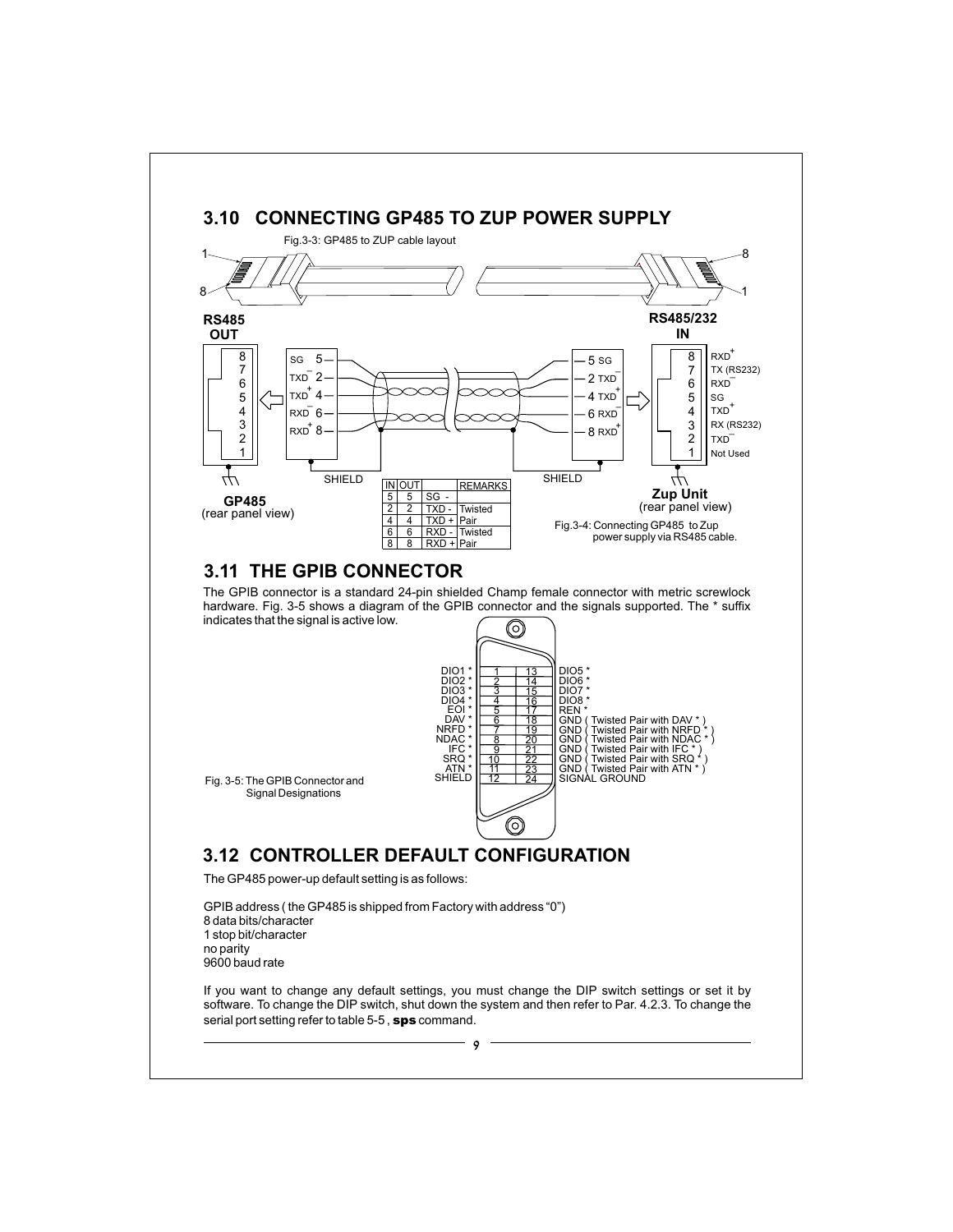## 3.10 CONNECTING GP485 TO ZUP POWER SUPPLY

Fig.3-3: GP485 to ZUP cable layout

**RS485 OUT** — **RS485/232 IN**

| IN | OUT | | REMARKS |
|---|---|---|---|
| 5 | 5 | SG - | |
| 2 | 2 | TXD - | Twisted |
| 4 | 4 | TXD + | Pair |
| 6 | 6 | RXD - | Twisted |
| 8 | 8 | RXD + | Pair |

**GP485** (rear panel view)

**Zup Unit** (rear panel view)

Fig.3-4: Connecting GP485 to Zup power supply via RS485 cable.

## 3.11 THE GPIB CONNECTOR

The GPIB connector is a standard 24-pin shielded Champ female connector with metric screwlock hardware. Fig. 3-5 shows a diagram of the GPIB connector and the signals supported. The * suffix indicates that the signal is active low.

| Signal | Pin | Pin | Signal |
|---|---|---|---|
| DIO1 * | 1 | 13 | DIO5 * |
| DIO2 * | 2 | 14 | DIO6 * |
| DIO3 * | 3 | 15 | DIO7 * |
| DIO4 * | 4 | 16 | DIO8 * |
| EOI * | 5 | 17 | REN * |
| DAV * | 6 | 18 | GND ( Twisted Pair with DAV * ) |
| NRFD * | 7 | 19 | GND ( Twisted Pair with NRFD * ) |
| NDAC * | 8 | 20 | GND ( Twisted Pair with NDAC * ) |
| IFC * | 9 | 21 | GND ( Twisted Pair with IFC * ) |
| SRQ * | 10 | 22 | GND ( Twisted Pair with SRQ * ) |
| ATN * | 11 | 23 | GND ( Twisted Pair with ATN * ) |
| SHIELD | 12 | 24 | SIGNAL GROUND |

Fig. 3-5: The GPIB Connector and Signal Designations

## 3.12 CONTROLLER DEFAULT CONFIGURATION

The GP485 power-up default setting is as follows:

GPIB address ( the GP485 is shipped from Factory with address “0”)
8 data bits/character
1 stop bit/character
no parity
9600 baud rate

If you want to change any default settings, you must change the DIP switch settings or set it by software. To change the DIP switch, shut down the system and then refer to Par. 4.2.3. To change the serial port setting refer to table 5-5 , **sps** command.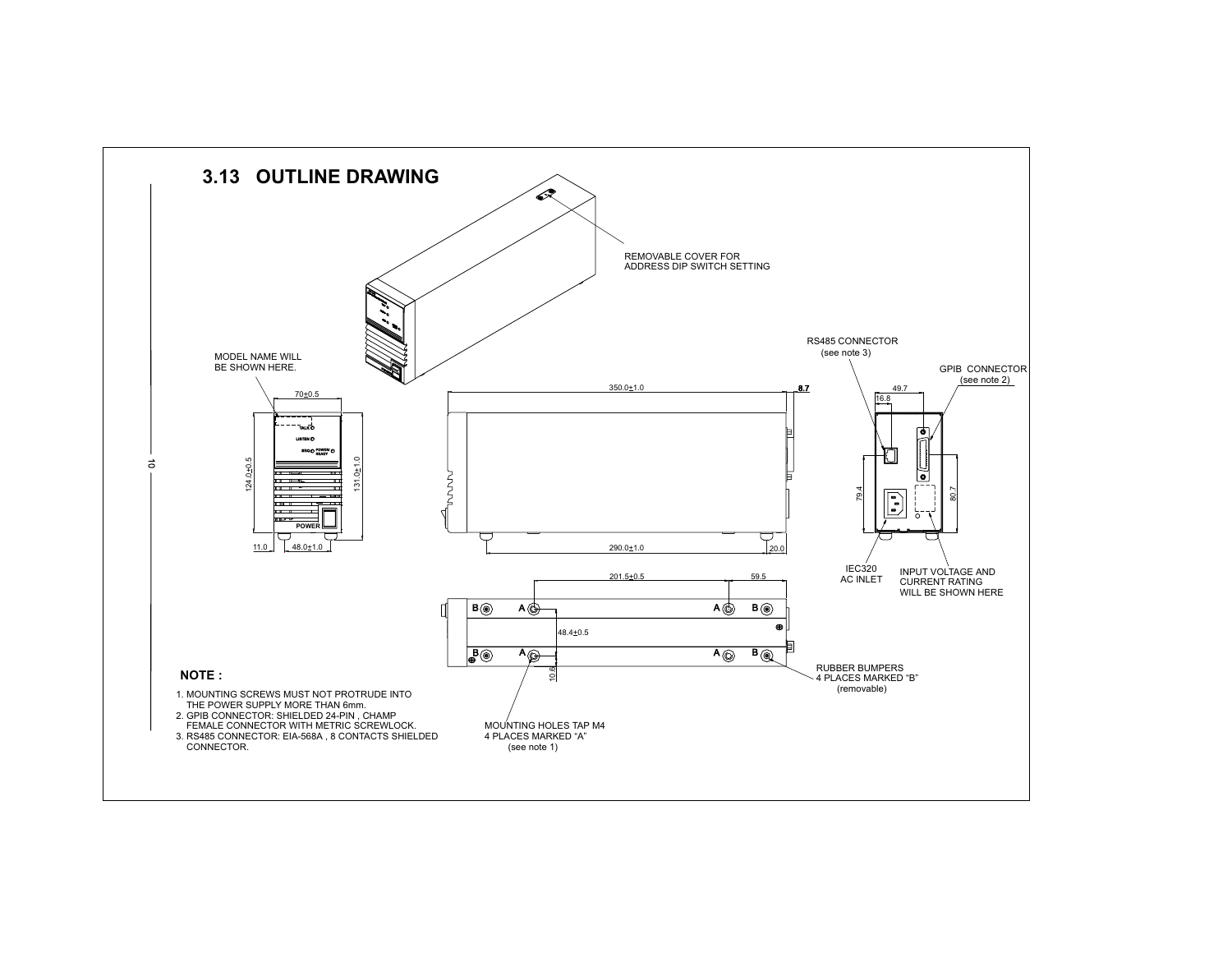## 3.13 OUTLINE DRAWING

REMOVABLE COVER FOR
ADDRESS DIP SWITCH SETTING

MODEL NAME WILL
BE SHOWN HERE.

RS485 CONNECTOR
(see note 3)

GPIB CONNECTOR
(see note 2)

70±0.5

350.0±1.0

8.7

49.7

16.8

TALK
LISTEN
SRQ
POWER/READY
POWER

124.0±0.5

131.0±1.0

79.4

80.7

11.0

48.0±1.0

290.0±1.0

20.0

IEC320
AC INLET

INPUT VOLTAGE AND
CURRENT RATING
WILL BE SHOWN HERE

201.5±0.5

59.5

48.4±0.5

10.6

RUBBER BUMPERS
4 PLACES MARKED "B"
(removable)

MOUNTING HOLES TAP M4
4 PLACES MARKED "A"
(see note 1)

**NOTE :**

1. MOUNTING SCREWS MUST NOT PROTRUDE INTO THE POWER SUPPLY MORE THAN 6mm.
2. GPIB CONNECTOR: SHIELDED 24-PIN , CHAMP FEMALE CONNECTOR WITH METRIC SCREWLOCK.
3. RS485 CONNECTOR: EIA-568A , 8 CONTACTS SHIELDED CONNECTOR.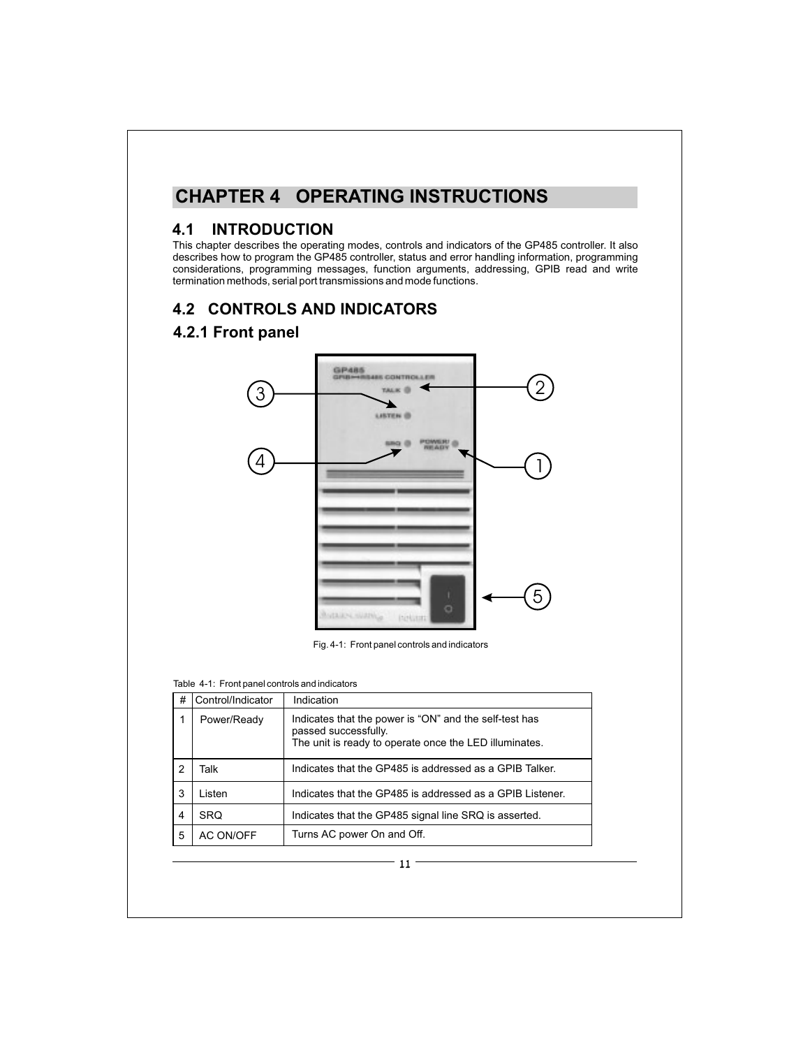# CHAPTER 4 OPERATING INSTRUCTIONS

## 4.1 INTRODUCTION

This chapter describes the operating modes, controls and indicators of the GP485 controller. It also describes how to program the GP485 controller, status and error handling information, programming considerations, programming messages, function arguments, addressing, GPIB read and write termination methods, serial port transmissions and mode functions.

## 4.2 CONTROLS AND INDICATORS

### 4.2.1 Front panel

Fig. 4-1: Front panel controls and indicators

Table 4-1: Front panel controls and indicators

| # | Control/Indicator | Indication |
|---|---|---|
| 1 | Power/Ready | Indicates that the power is "ON" and the self-test has passed successfully. The unit is ready to operate once the LED illuminates. |
| 2 | Talk | Indicates that the GP485 is addressed as a GPIB Talker. |
| 3 | Listen | Indicates that the GP485 is addressed as a GPIB Listener. |
| 4 | SRQ | Indicates that the GP485 signal line SRQ is asserted. |
| 5 | AC ON/OFF | Turns AC power On and Off. |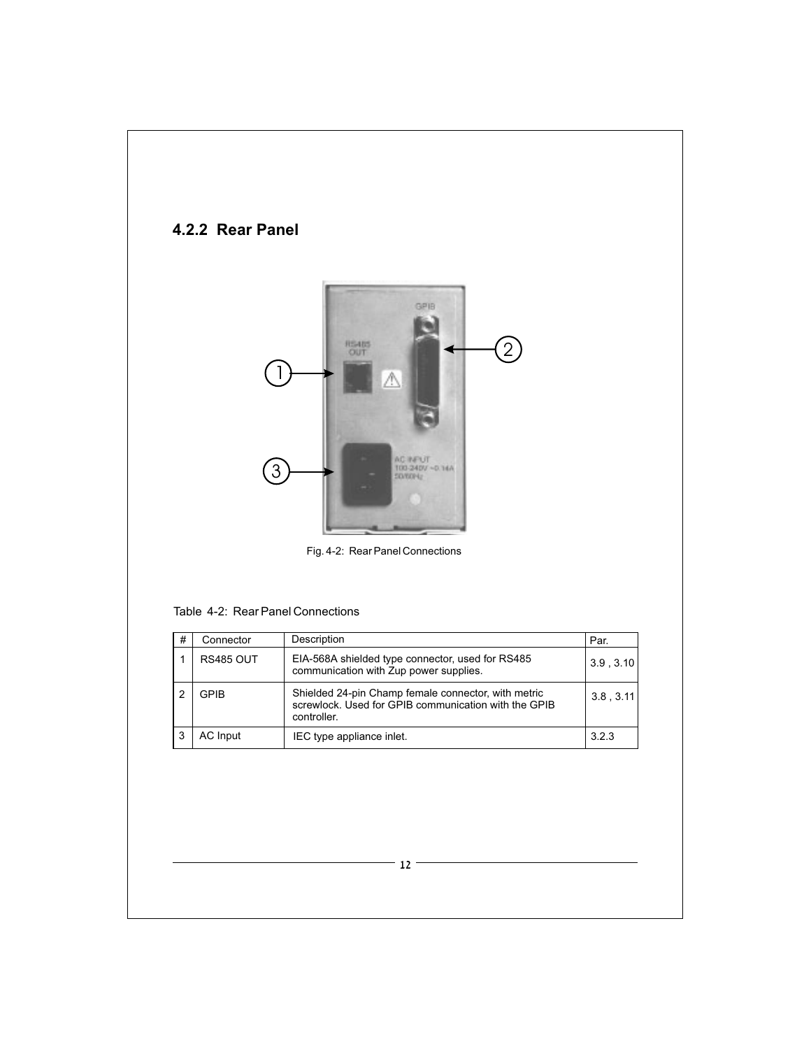## 4.2.2 Rear Panel

Fig. 4-2: Rear Panel Connections

Table 4-2: Rear Panel Connections

| # | Connector | Description | Par. |
|---|---|---|---|
| 1 | RS485 OUT | EIA-568A shielded type connector, used for RS485 communication with Zup power supplies. | 3.9 , 3.10 |
| 2 | GPIB | Shielded 24-pin Champ female connector, with metric screwlock. Used for GPIB communication with the GPIB controller. | 3.8 , 3.11 |
| 3 | AC Input | IEC type appliance inlet. | 3.2.3 |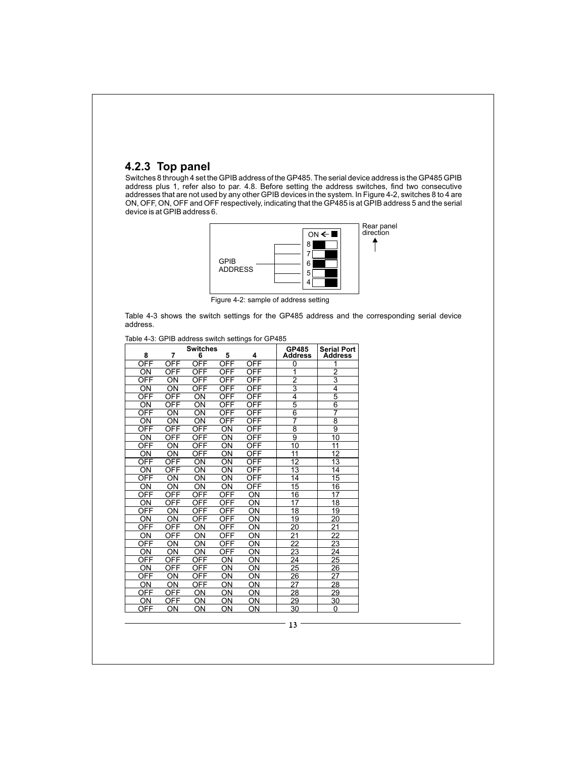### 4.2.3 Top panel

Switches 8 through 4 set the GPIB address of the GP485. The serial device address is the GP485 GPIB address plus 1, refer also to par. 4.8. Before setting the address switches, find two consecutive addresses that are not used by any other GPIB devices in the system. In Figure 4-2, switches 8 to 4 are ON, OFF, ON, OFF and OFF respectively, indicating that the GP485 is at GPIB address 5 and the serial device is at GPIB address 6.

Figure 4-2: sample of address setting

Table 4-3 shows the switch settings for the GP485 address and the corresponding serial device address.

Table 4-3: GPIB address switch settings for GP485

| Switches 8 | 7 | 6 | 5 | 4 | GP485 Address | Serial Port Address |
|---|---|---|---|---|---|---|
| OFF | OFF | OFF | OFF | OFF | 0 | 1 |
| ON | OFF | OFF | OFF | OFF | 1 | 2 |
| OFF | ON | OFF | OFF | OFF | 2 | 3 |
| ON | ON | OFF | OFF | OFF | 3 | 4 |
| OFF | OFF | ON | OFF | OFF | 4 | 5 |
| ON | OFF | ON | OFF | OFF | 5 | 6 |
| OFF | ON | ON | OFF | OFF | 6 | 7 |
| ON | ON | ON | OFF | OFF | 7 | 8 |
| OFF | OFF | OFF | ON | OFF | 8 | 9 |
| ON | OFF | OFF | ON | OFF | 9 | 10 |
| OFF | ON | OFF | ON | OFF | 10 | 11 |
| ON | ON | OFF | ON | OFF | 11 | 12 |
| OFF | OFF | ON | ON | OFF | 12 | 13 |
| ON | OFF | ON | ON | OFF | 13 | 14 |
| OFF | ON | ON | ON | OFF | 14 | 15 |
| ON | ON | ON | ON | OFF | 15 | 16 |
| OFF | OFF | OFF | OFF | ON | 16 | 17 |
| ON | OFF | OFF | OFF | ON | 17 | 18 |
| OFF | ON | OFF | OFF | ON | 18 | 19 |
| ON | ON | OFF | OFF | ON | 19 | 20 |
| OFF | OFF | ON | OFF | ON | 20 | 21 |
| ON | OFF | ON | OFF | ON | 21 | 22 |
| OFF | ON | ON | OFF | ON | 22 | 23 |
| ON | ON | ON | OFF | ON | 23 | 24 |
| OFF | OFF | OFF | ON | ON | 24 | 25 |
| ON | OFF | OFF | ON | ON | 25 | 26 |
| OFF | ON | OFF | ON | ON | 26 | 27 |
| ON | ON | OFF | ON | ON | 27 | 28 |
| OFF | OFF | ON | ON | ON | 28 | 29 |
| ON | OFF | ON | ON | ON | 29 | 30 |
| OFF | ON | ON | ON | ON | 30 | 0 |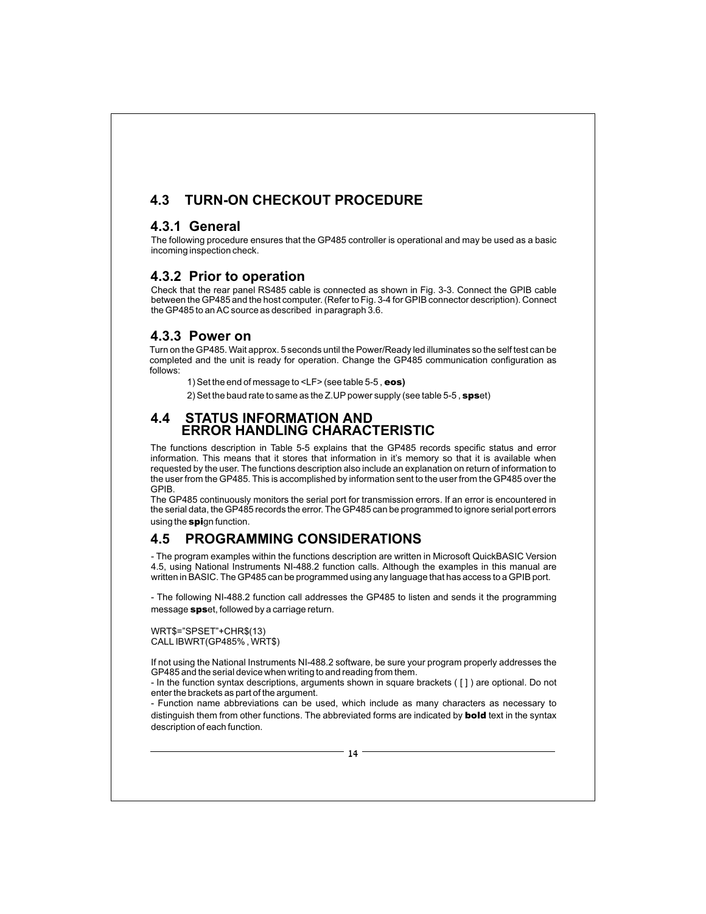## 4.3 TURN-ON CHECKOUT PROCEDURE

### 4.3.1 General

The following procedure ensures that the GP485 controller is operational and may be used as a basic incoming inspection check.

### 4.3.2 Prior to operation

Check that the rear panel RS485 cable is connected as shown in Fig. 3-3. Connect the GPIB cable between the GP485 and the host computer. (Refer to Fig. 3-4 for GPIB connector description). Connect the GP485 to an AC source as described in paragraph 3.6.

### 4.3.3 Power on

Turn on the GP485. Wait approx. 5 seconds until the Power/Ready led illuminates so the self test can be completed and the unit is ready for operation. Change the GP485 communication configuration as follows:

1) Set the end of message to <LF> (see table 5-5 , **eos)**

2) Set the baud rate to same as the Z.UP power supply (see table 5-5 , **sps**et)

## 4.4 STATUS INFORMATION AND ERROR HANDLING CHARACTERISTIC

The functions description in Table 5-5 explains that the GP485 records specific status and error information. This means that it stores that information in it's memory so that it is available when requested by the user. The functions description also include an explanation on return of information to the user from the GP485. This is accomplished by information sent to the user from the GP485 over the GPIB.

The GP485 continuously monitors the serial port for transmission errors. If an error is encountered in the serial data, the GP485 records the error. The GP485 can be programmed to ignore serial port errors using the **spi**gn function.

## 4.5 PROGRAMMING CONSIDERATIONS

- The program examples within the functions description are written in Microsoft QuickBASIC Version 4.5, using National Instruments NI-488.2 function calls. Although the examples in this manual are written in BASIC. The GP485 can be programmed using any language that has access to a GPIB port.

- The following NI-488.2 function call addresses the GP485 to listen and sends it the programming message **sps**et, followed by a carriage return.

```
WRT$="SPSET"+CHR$(13)
CALL IBWRT(GP485% , WRT$)
```

If not using the National Instruments NI-488.2 software, be sure your program properly addresses the GP485 and the serial device when writing to and reading from them.

- In the function syntax descriptions, arguments shown in square brackets ( [ ] ) are optional. Do not enter the brackets as part of the argument.

- Function name abbreviations can be used, which include as many characters as necessary to distinguish them from other functions. The abbreviated forms are indicated by **bold** text in the syntax description of each function.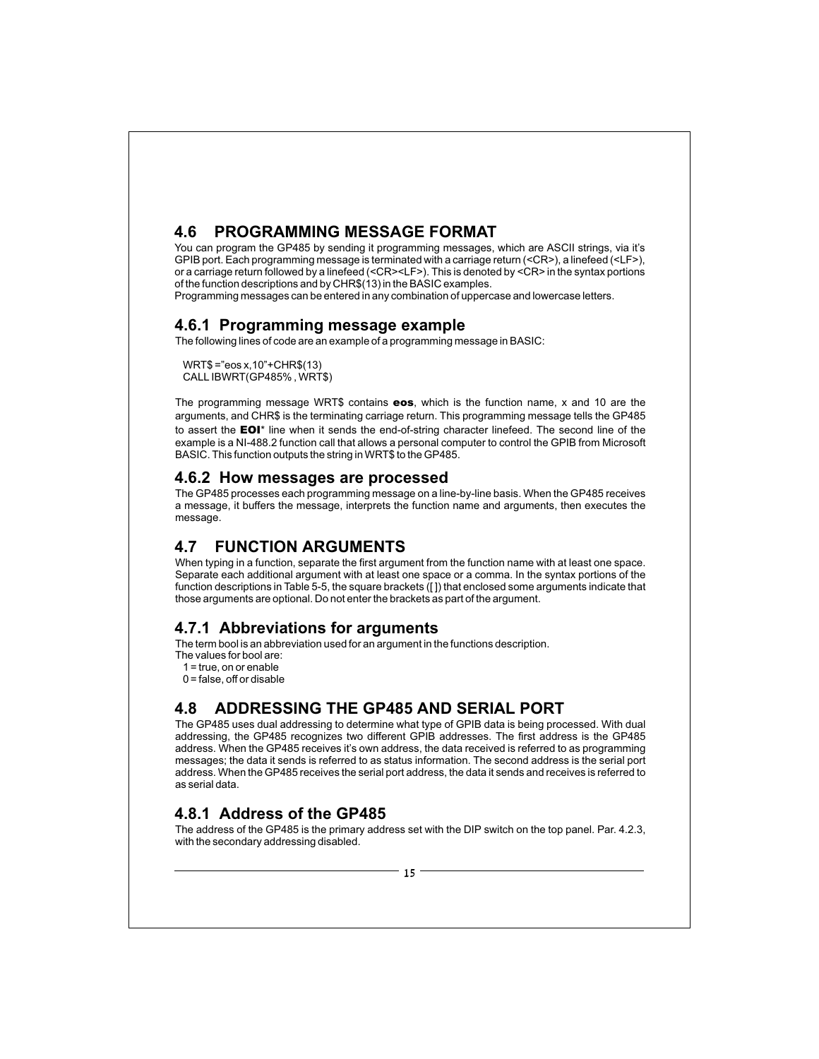## 4.6 PROGRAMMING MESSAGE FORMAT

You can program the GP485 by sending it programming messages, which are ASCII strings, via it's GPIB port. Each programming message is terminated with a carriage return (<CR>), a linefeed (<LF>), or a carriage return followed by a linefeed (<CR><LF>). This is denoted by <CR> in the syntax portions of the function descriptions and by CHR$(13) in the BASIC examples.
Programming messages can be entered in any combination of uppercase and lowercase letters.

### 4.6.1 Programming message example

The following lines of code are an example of a programming message in BASIC:

```
WRT$ ="eos x,10"+CHR$(13)
CALL IBWRT(GP485% , WRT$)
```

The programming message WRT$ contains **eos**, which is the function name, x and 10 are the arguments, and CHR$ is the terminating carriage return. This programming message tells the GP485 to assert the **EOI*** line when it sends the end-of-string character linefeed. The second line of the example is a NI-488.2 function call that allows a personal computer to control the GPIB from Microsoft BASIC. This function outputs the string in WRT$ to the GP485.

### 4.6.2 How messages are processed

The GP485 processes each programming message on a line-by-line basis. When the GP485 receives a message, it buffers the message, interprets the function name and arguments, then executes the message.

## 4.7 FUNCTION ARGUMENTS

When typing in a function, separate the first argument from the function name with at least one space. Separate each additional argument with at least one space or a comma. In the syntax portions of the function descriptions in Table 5-5, the square brackets ([ ]) that enclosed some arguments indicate that those arguments are optional. Do not enter the brackets as part of the argument.

### 4.7.1 Abbreviations for arguments

The term bool is an abbreviation used for an argument in the functions description.
The values for bool are:
1 = true, on or enable
0 = false, off or disable

## 4.8 ADDRESSING THE GP485 AND SERIAL PORT

The GP485 uses dual addressing to determine what type of GPIB data is being processed. With dual addressing, the GP485 recognizes two different GPIB addresses. The first address is the GP485 address. When the GP485 receives it's own address, the data received is referred to as programming messages; the data it sends is referred to as status information. The second address is the serial port address. When the GP485 receives the serial port address, the data it sends and receives is referred to as serial data.

### 4.8.1 Address of the GP485

The address of the GP485 is the primary address set with the DIP switch on the top panel. Par. 4.2.3, with the secondary addressing disabled.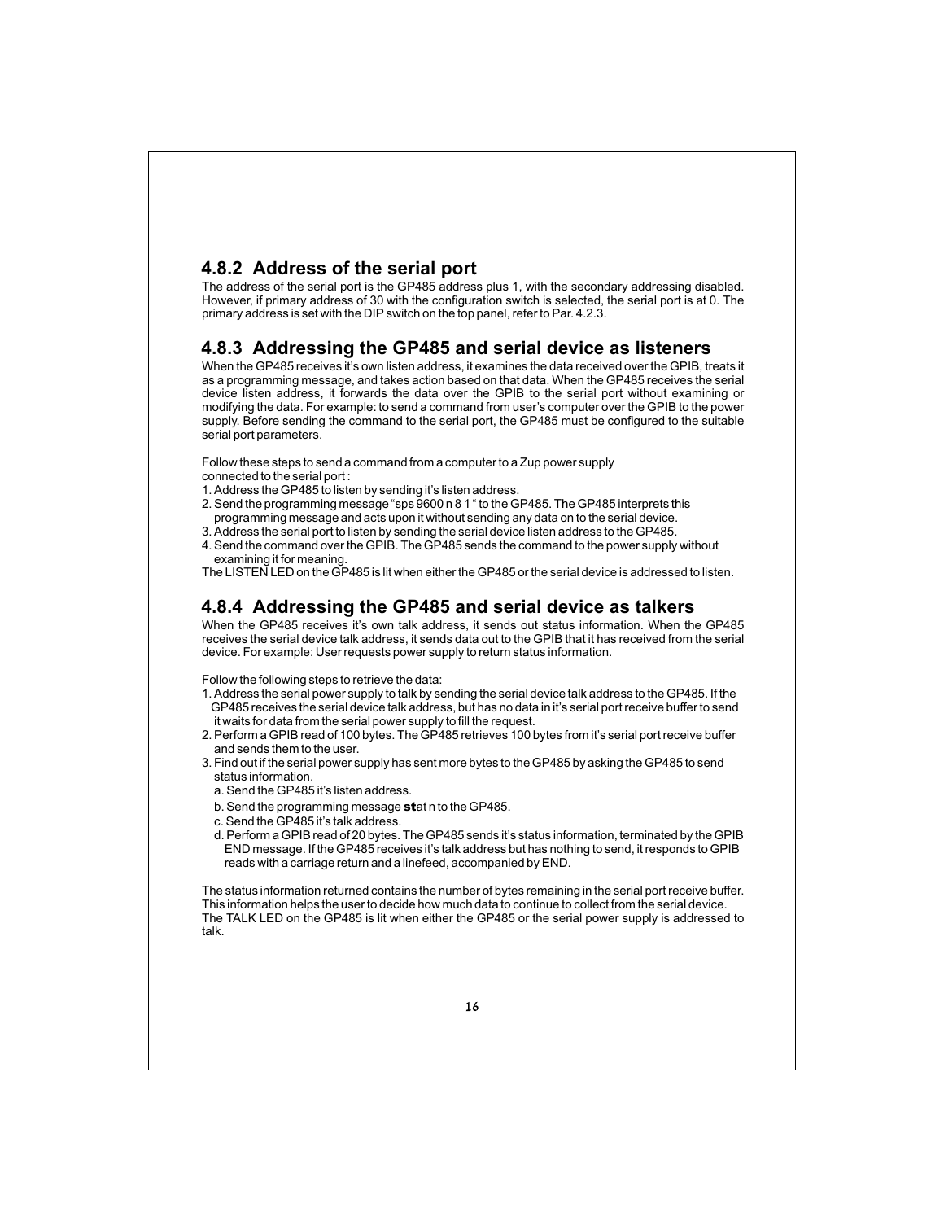### 4.8.2 Address of the serial port

The address of the serial port is the GP485 address plus 1, with the secondary addressing disabled. However, if primary address of 30 with the configuration switch is selected, the serial port is at 0. The primary address is set with the DIP switch on the top panel, refer to Par. 4.2.3.

### 4.8.3 Addressing the GP485 and serial device as listeners

When the GP485 receives it's own listen address, it examines the data received over the GPIB, treats it as a programming message, and takes action based on that data. When the GP485 receives the serial device listen address, it forwards the data over the GPIB to the serial port without examining or modifying the data. For example: to send a command from user's computer over the GPIB to the power supply. Before sending the command to the serial port, the GP485 must be configured to the suitable serial port parameters.

Follow these steps to send a command from a computer to a Zup power supply connected to the serial port :

1. Address the GP485 to listen by sending it's listen address.
2. Send the programming message "sps 9600 n 8 1 " to the GP485. The GP485 interprets this programming message and acts upon it without sending any data on to the serial device.
3. Address the serial port to listen by sending the serial device listen address to the GP485.
4. Send the command over the GPIB. The GP485 sends the command to the power supply without examining it for meaning.

The LISTEN LED on the GP485 is lit when either the GP485 or the serial device is addressed to listen.

### 4.8.4 Addressing the GP485 and serial device as talkers

When the GP485 receives it's own talk address, it sends out status information. When the GP485 receives the serial device talk address, it sends data out to the GPIB that it has received from the serial device. For example: User requests power supply to return status information.

Follow the following steps to retrieve the data:

1. Address the serial power supply to talk by sending the serial device talk address to the GP485. If the GP485 receives the serial device talk address, but has no data in it's serial port receive buffer to send it waits for data from the serial power supply to fill the request.
2. Perform a GPIB read of 100 bytes. The GP485 retrieves 100 bytes from it's serial port receive buffer and sends them to the user.
3. Find out if the serial power supply has sent more bytes to the GP485 by asking the GP485 to send status information.
   a. Send the GP485 it's listen address.
   b. Send the programming message **st**at n to the GP485.
   c. Send the GP485 it's talk address.
   d. Perform a GPIB read of 20 bytes. The GP485 sends it's status information, terminated by the GPIB END message. If the GP485 receives it's talk address but has nothing to send, it responds to GPIB reads with a carriage return and a linefeed, accompanied by END.

The status information returned contains the number of bytes remaining in the serial port receive buffer. This information helps the user to decide how much data to continue to collect from the serial device. The TALK LED on the GP485 is lit when either the GP485 or the serial power supply is addressed to talk.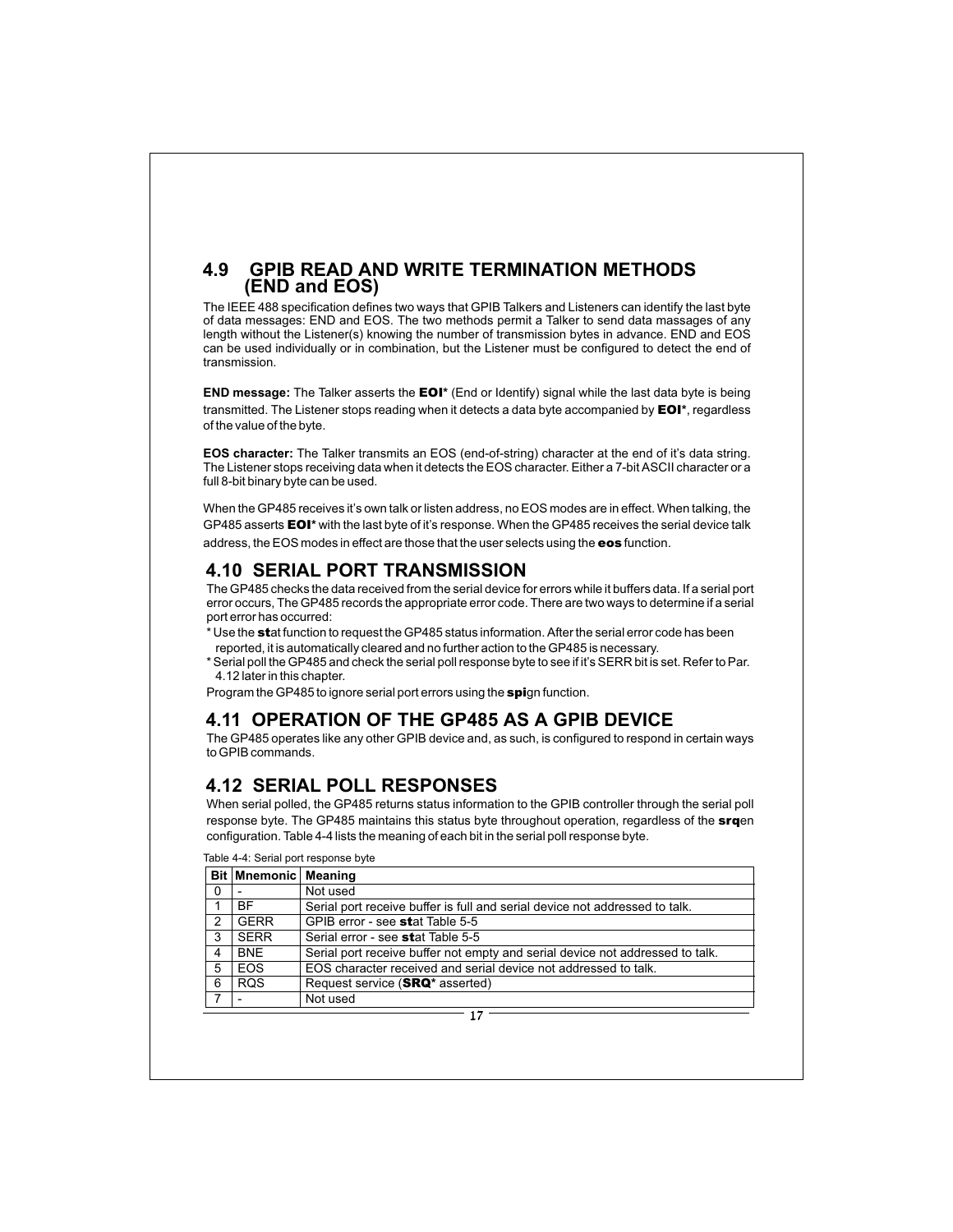## 4.9 GPIB READ AND WRITE TERMINATION METHODS (END and EOS)

The IEEE 488 specification defines two ways that GPIB Talkers and Listeners can identify the last byte of data messages: END and EOS. The two methods permit a Talker to send data massages of any length without the Listener(s) knowing the number of transmission bytes in advance. END and EOS can be used individually or in combination, but the Listener must be configured to detect the end of transmission.

**END message:** The Talker asserts the **EOI*** (End or Identify) signal while the last data byte is being transmitted. The Listener stops reading when it detects a data byte accompanied by **EOI***, regardless of the value of the byte.

**EOS character:** The Talker transmits an EOS (end-of-string) character at the end of it's data string. The Listener stops receiving data when it detects the EOS character. Either a 7-bit ASCII character or a full 8-bit binary byte can be used.

When the GP485 receives it's own talk or listen address, no EOS modes are in effect. When talking, the GP485 asserts **EOI*** with the last byte of it's response. When the GP485 receives the serial device talk address, the EOS modes in effect are those that the user selects using the **eos** function.

## 4.10 SERIAL PORT TRANSMISSION

The GP485 checks the data received from the serial device for errors while it buffers data. If a serial port error occurs, The GP485 records the appropriate error code. There are two ways to determine if a serial port error has occurred:

* Use the **st**at function to request the GP485 status information. After the serial error code has been reported, it is automatically cleared and no further action to the GP485 is necessary.
* Serial poll the GP485 and check the serial poll response byte to see if it's SERR bit is set. Refer to Par. 4.12 later in this chapter.

Program the GP485 to ignore serial port errors using the **spi**gn function.

## 4.11 OPERATION OF THE GP485 AS A GPIB DEVICE

The GP485 operates like any other GPIB device and, as such, is configured to respond in certain ways to GPIB commands.

## 4.12 SERIAL POLL RESPONSES

When serial polled, the GP485 returns status information to the GPIB controller through the serial poll response byte. The GP485 maintains this status byte throughout operation, regardless of the **srq**en configuration. Table 4-4 lists the meaning of each bit in the serial poll response byte.

Table 4-4: Serial port response byte

| Bit | Mnemonic | Meaning |
|---|---|---|
| 0 | - | Not used |
| 1 | BF | Serial port receive buffer is full and serial device not addressed to talk. |
| 2 | GERR | GPIB error - see **st**at Table 5-5 |
| 3 | SERR | Serial error - see **st**at Table 5-5 |
| 4 | BNE | Serial port receive buffer not empty and serial device not addressed to talk. |
| 5 | EOS | EOS character received and serial device not addressed to talk. |
| 6 | RQS | Request service (**SRQ*** asserted) |
| 7 | - | Not used |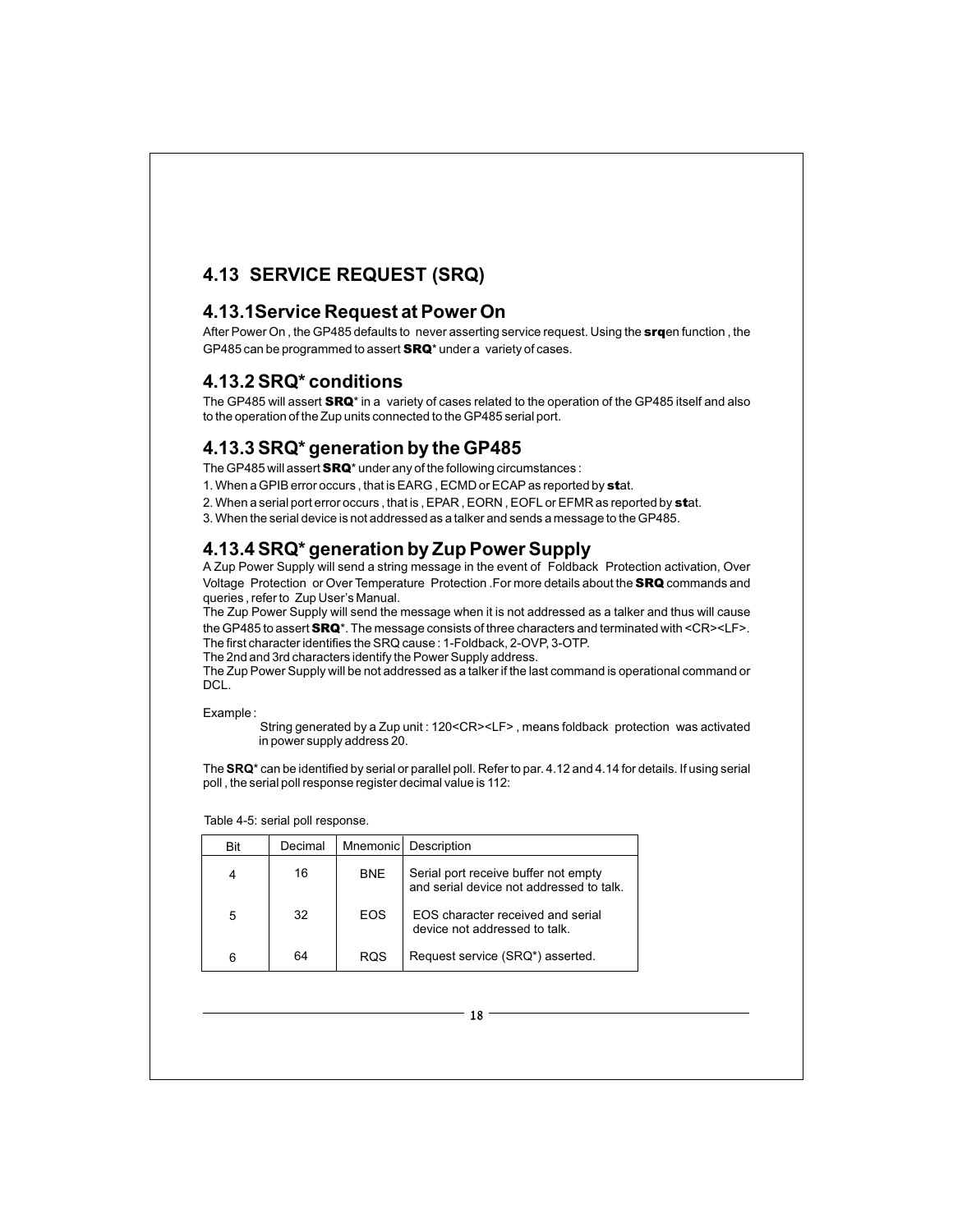# 4.13 SERVICE REQUEST (SRQ)

## 4.13.1Service Request at Power On

After Power On , the GP485 defaults to never asserting service request. Using the **srq**en function , the GP485 can be programmed to assert **SRQ*** under a variety of cases.

## 4.13.2 SRQ* conditions

The GP485 will assert **SRQ*** in a variety of cases related to the operation of the GP485 itself and also to the operation of the Zup units connected to the GP485 serial port.

## 4.13.3 SRQ* generation by the GP485

The GP485 will assert **SRQ*** under any of the following circumstances :

1. When a GPIB error occurs , that is EARG , ECMD or ECAP as reported by **st**at.
2. When a serial port error occurs , that is , EPAR , EORN , EOFL or EFMR as reported by **st**at.
3. When the serial device is not addressed as a talker and sends a message to the GP485.

## 4.13.4 SRQ* generation by Zup Power Supply

A Zup Power Supply will send a string message in the event of Foldback Protection activation, Over Voltage Protection or Over Temperature Protection .For more details about the **SRQ** commands and queries , refer to Zup User's Manual.

The Zup Power Supply will send the message when it is not addressed as a talker and thus will cause the GP485 to assert **SRQ***. The message consists of three characters and terminated with <CR><LF>.

The first character identifies the SRQ cause : 1-Foldback, 2-OVP, 3-OTP.

The 2nd and 3rd characters identify the Power Supply address.

The Zup Power Supply will be not addressed as a talker if the last command is operational command or DCL.

Example :

String generated by a Zup unit : 120<CR><LF> , means foldback protection was activated in power supply address 20.

The **SRQ*** can be identified by serial or parallel poll. Refer to par. 4.12 and 4.14 for details. If using serial poll , the serial poll response register decimal value is 112:

Table 4-5: serial poll response.

| Bit | Decimal | Mnemonic | Description |
|---|---|---|---|
| 4 | 16 | BNE | Serial port receive buffer not empty and serial device not addressed to talk. |
| 5 | 32 | EOS | EOS character received and serial device not addressed to talk. |
| 6 | 64 | RQS | Request service (SRQ*) asserted. |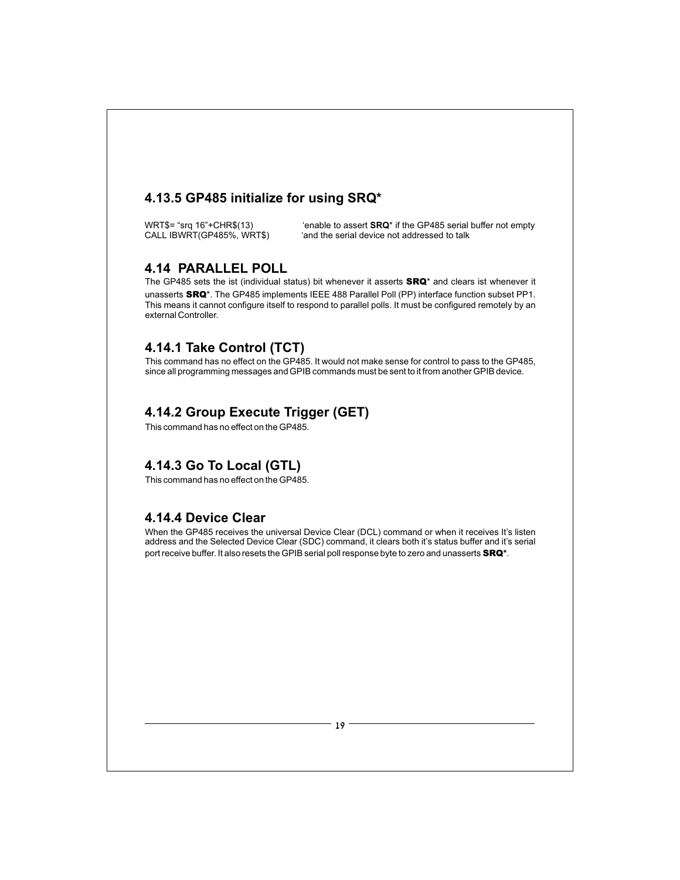### 4.13.5 GP485 initialize for using SRQ*

```
WRT$= "srq 16"+CHR$(13)           'enable to assert SRQ* if the GP485 serial buffer not empty
CALL IBWRT(GP485%, WRT$)          'and the serial device not addressed to talk
```

## 4.14 PARALLEL POLL

The GP485 sets the ist (individual status) bit whenever it asserts **SRQ*** and clears ist whenever it unasserts **SRQ***. The GP485 implements IEEE 488 Parallel Poll (PP) interface function subset PP1. This means it cannot configure itself to respond to parallel polls. It must be configured remotely by an external Controller.

### 4.14.1 Take Control (TCT)

This command has no effect on the GP485. It would not make sense for control to pass to the GP485, since all programming messages and GPIB commands must be sent to it from another GPIB device.

### 4.14.2 Group Execute Trigger (GET)

This command has no effect on the GP485.

### 4.14.3 Go To Local (GTL)

This command has no effect on the GP485.

### 4.14.4 Device Clear

When the GP485 receives the universal Device Clear (DCL) command or when it receives It's listen address and the Selected Device Clear (SDC) command, it clears both it's status buffer and it's serial port receive buffer. It also resets the GPIB serial poll response byte to zero and unasserts **SRQ***.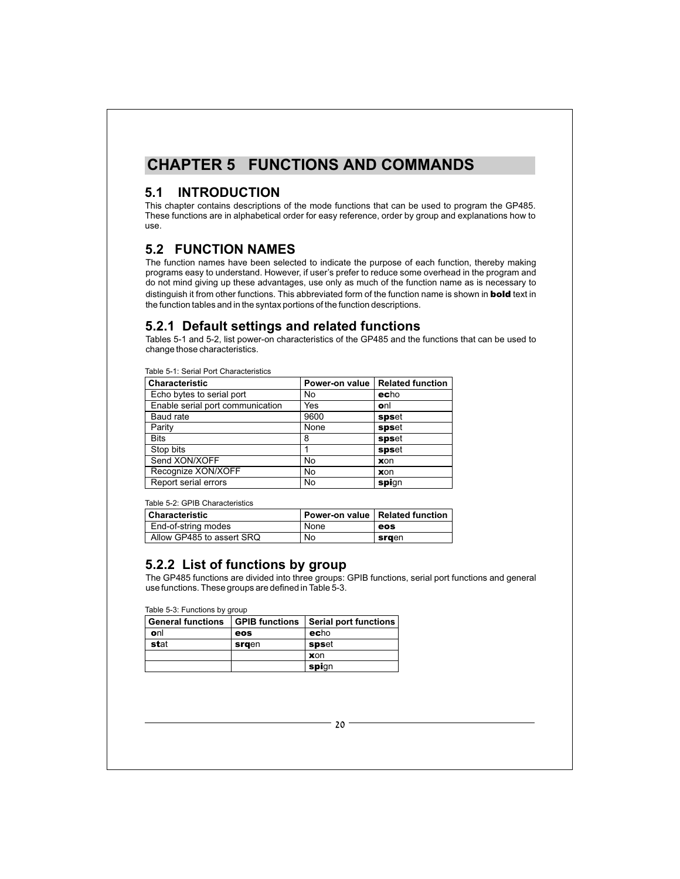# CHAPTER 5 FUNCTIONS AND COMMANDS

## 5.1 INTRODUCTION

This chapter contains descriptions of the mode functions that can be used to program the GP485. These functions are in alphabetical order for easy reference, order by group and explanations how to use.

## 5.2 FUNCTION NAMES

The function names have been selected to indicate the purpose of each function, thereby making programs easy to understand. However, if user's prefer to reduce some overhead in the program and do not mind giving up these advantages, use only as much of the function name as is necessary to distinguish it from other functions. This abbreviated form of the function name is shown in **bold** text in the function tables and in the syntax portions of the function descriptions.

### 5.2.1 Default settings and related functions

Tables 5-1 and 5-2, list power-on characteristics of the GP485 and the functions that can be used to change those characteristics.

Table 5-1: Serial Port Characteristics

| Characteristic | Power-on value | Related function |
|---|---|---|
| Echo bytes to serial port | No | **ec**ho |
| Enable serial port communication | Yes | **o**nl |
| Baud rate | 9600 | **sps**et |
| Parity | None | **sps**et |
| Bits | 8 | **sps**et |
| Stop bits | 1 | **sps**et |
| Send XON/XOFF | No | **x**on |
| Recognize XON/XOFF | No | **x**on |
| Report serial errors | No | **spi**gn |

Table 5-2: GPIB Characteristics

| Characteristic | Power-on value | Related function |
|---|---|---|
| End-of-string modes | None | **eos** |
| Allow GP485 to assert SRQ | No | **srq**en |

### 5.2.2 List of functions by group

The GP485 functions are divided into three groups: GPIB functions, serial port functions and general use functions. These groups are defined in Table 5-3.

Table 5-3: Functions by group

| General functions | GPIB functions | Serial port functions |
|---|---|---|
| **o**nl | **eos** | **ec**ho |
| **st**at | **srq**en | **sps**et |
| | | **x**on |
| | | **spi**gn |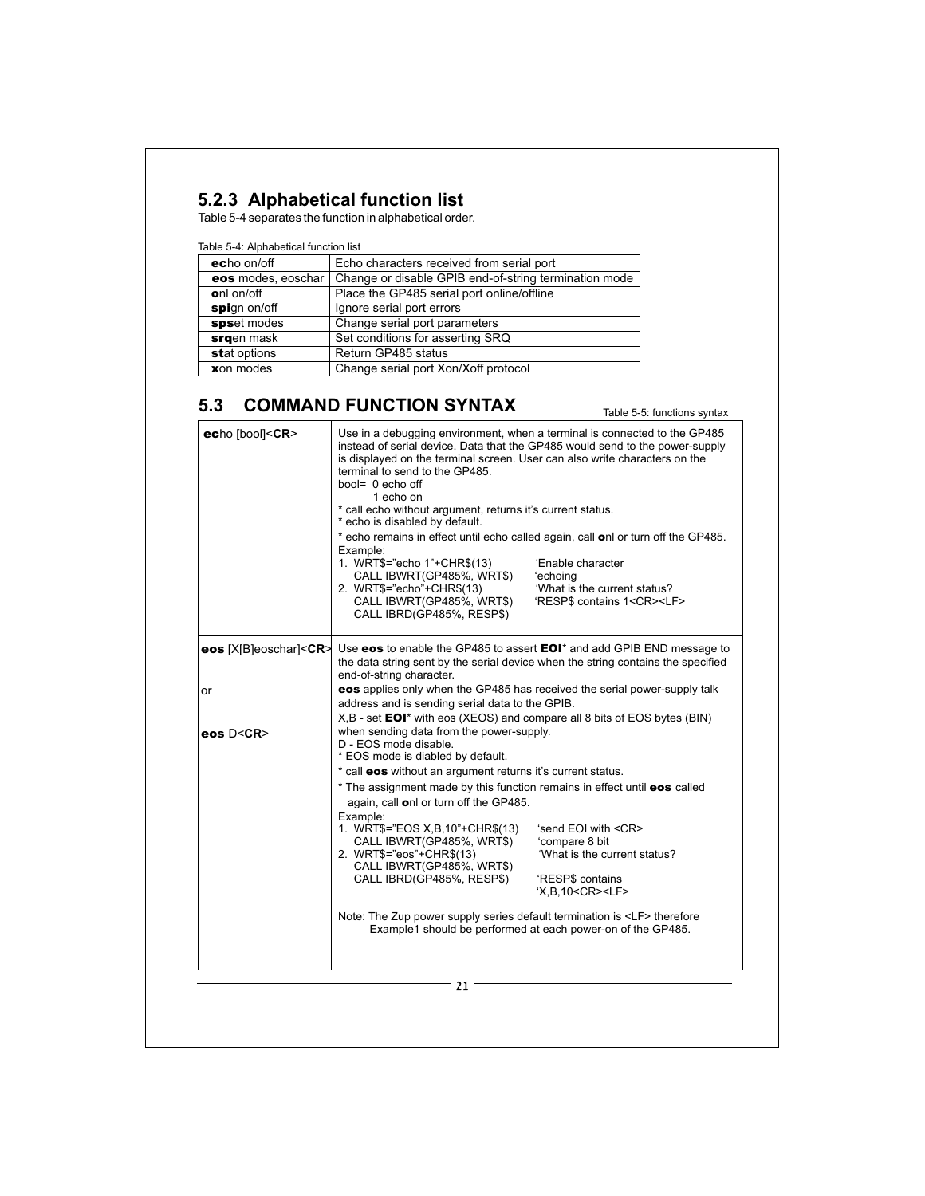### 5.2.3 Alphabetical function list

Table 5-4 separates the function in alphabetical order.

Table 5-4: Alphabetical function list

| | |
|---|---|
| **ec**ho on/off | Echo characters received from serial port |
| **eos** modes, eoschar | Change or disable GPIB end-of-string termination mode |
| **o**nl on/off | Place the GP485 serial port online/offline |
| **spi**gn on/off | Ignore serial port errors |
| **sps**et modes | Change serial port parameters |
| **srq**en mask | Set conditions for asserting SRQ |
| **st**at options | Return GP485 status |
| **x**on modes | Change serial port Xon/Xoff protocol |

## 5.3 COMMAND FUNCTION SYNTAX

Table 5-5: functions syntax

| | |
|---|---|
| **ec**ho [bool]<**CR**> | Use in a debugging environment, when a terminal is connected to the GP485 instead of serial device. Data that the GP485 would send to the power-supply is displayed on the terminal screen. User can also write characters on the terminal to send to the GP485.<br>bool= 0 echo off<br>1 echo on<br>* call echo without argument, returns it's current status.<br>* echo is disabled by default.<br>* echo remains in effect until echo called again, call **o**nl or turn off the GP485.<br>Example:<br>1. WRT$="echo 1"+CHR$(13) 'Enable character<br>CALL IBWRT(GP485%, WRT$) 'echoing<br>2. WRT$="echo"+CHR$(13) 'What is the current status?<br>CALL IBWRT(GP485%, WRT$) 'RESP$ contains 1<CR><LF><br>CALL IBRD(GP485%, RESP$) |
| **eos** [X[B]eoschar]<**CR**><br><br>or<br><br>**eos** D<**CR**> | Use **eos** to enable the GP485 to assert **EOI*** and add GPIB END message to the data string sent by the serial device when the string contains the specified end-of-string character.<br>**eos** applies only when the GP485 has received the serial power-supply talk address and is sending serial data to the GPIB.<br>X,B - set **EOI*** with eos (XEOS) and compare all 8 bits of EOS bytes (BIN) when sending data from the power-supply.<br>D - EOS mode disable.<br>* EOS mode is diabled by default.<br>* call **eos** without an argument returns it's current status.<br>* The assignment made by this function remains in effect until **eos** called again, call **o**nl or turn off the GP485.<br>Example:<br>1. WRT$="EOS X,B,10"+CHR$(13) 'send EOI with <CR><br>CALL IBWRT(GP485%, WRT$) 'compare 8 bit<br>2. WRT$="eos"+CHR$(13) 'What is the current status?<br>CALL IBWRT(GP485%, WRT$)<br>CALL IBRD(GP485%, RESP$) 'RESP$ contains 'X,B,10<CR><LF><br><br>Note: The Zup power supply series default termination is <LF> therefore Example1 should be performed at each power-on of the GP485. |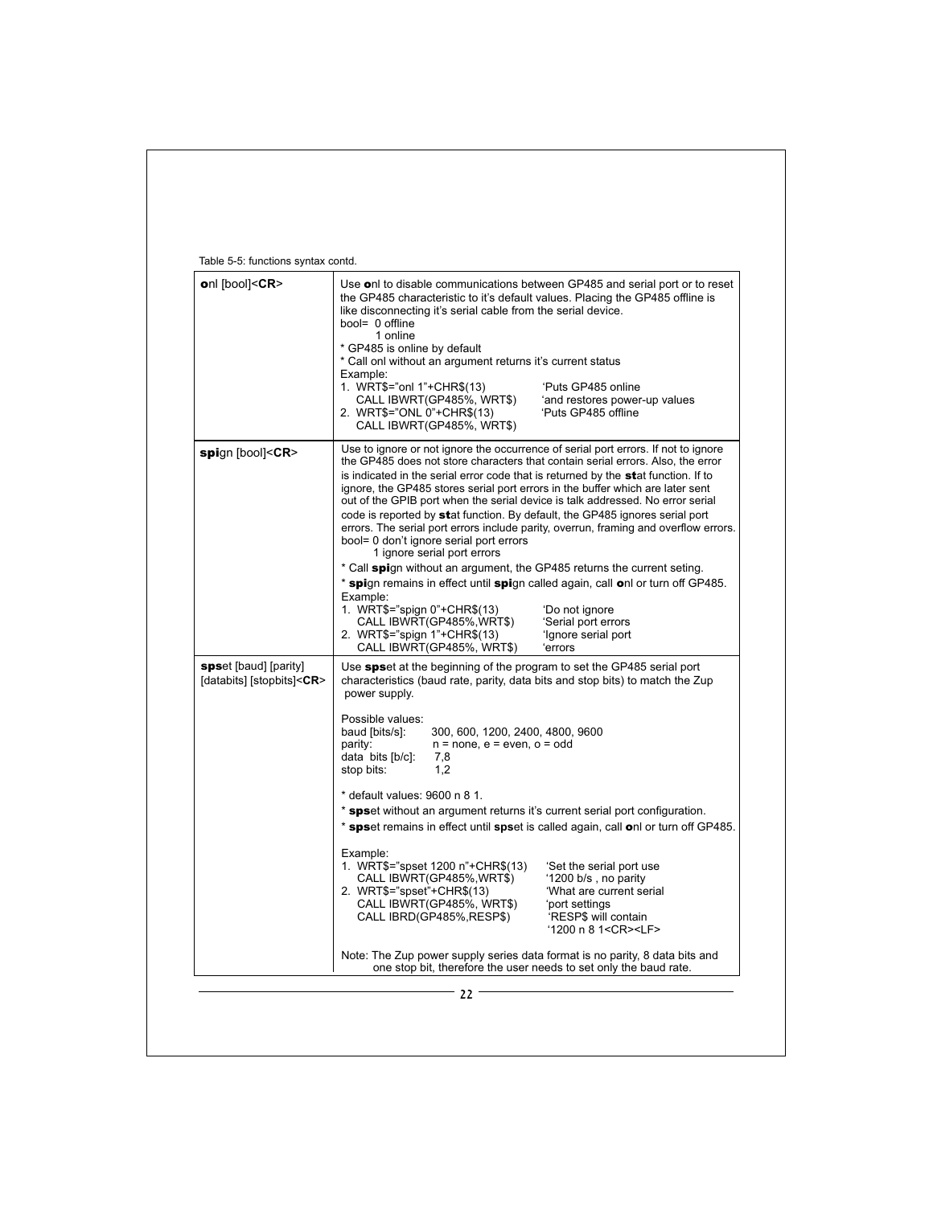Table 5-5: functions syntax contd.

| | |
|---|---|
| **o**nl [bool]<**CR**> | Use **o**nl to disable communications between GP485 and serial port or to reset the GP485 characteristic to it's default values. Placing the GP485 offline is like disconnecting it's serial cable from the serial device.<br>bool= 0 offline<br>1 online<br>* GP485 is online by default<br>* Call onl without an argument returns it's current status<br>Example:<br>1. WRT$="onl 1"+CHR$(13) 'Puts GP485 online<br>CALL IBWRT(GP485%, WRT$) 'and restores power-up values<br>2. WRT$="ONL 0"+CHR$(13) 'Puts GP485 offline<br>CALL IBWRT(GP485%, WRT$) |
| **spi**gn [bool]<**CR**> | Use to ignore or not ignore the occurrence of serial port errors. If not to ignore the GP485 does not store characters that contain serial errors. Also, the error is indicated in the serial error code that is returned by the **st**at function. If to ignore, the GP485 stores serial port errors in the buffer which are later sent out of the GPIB port when the serial device is talk addressed. No error serial code is reported by **st**at function. By default, the GP485 ignores serial port errors. The serial port errors include parity, overrun, framing and overflow errors.<br>bool= 0 don't ignore serial port errors<br>1 ignore serial port errors<br>* Call **spi**gn without an argument, the GP485 returns the current seting.<br>* **spi**gn remains in effect until **spi**gn called again, call **o**nl or turn off GP485.<br>Example:<br>1. WRT$="spign 0"+CHR$(13) 'Do not ignore<br>CALL IBWRT(GP485%,WRT$) 'Serial port errors<br>2. WRT$="spign 1"+CHR$(13) 'Ignore serial port<br>CALL IBWRT(GP485%, WRT$) 'errors |
| **sps**et [baud] [parity] [databits] [stopbits]<**CR**> | Use **sps**et at the beginning of the program to set the GP485 serial port characteristics (baud rate, parity, data bits and stop bits) to match the Zup power supply.<br><br>Possible values:<br>baud [bits/s]: 300, 600, 1200, 2400, 4800, 9600<br>parity: n = none, e = even, o = odd<br>data bits [b/c]: 7,8<br>stop bits: 1,2<br><br>* default values: 9600 n 8 1.<br>* **sps**et without an argument returns it's current serial port configuration.<br>* **sps**et remains in effect until **sps**et is called again, call **o**nl or turn off GP485.<br><br>Example:<br>1. WRT$="spset 1200 n"+CHR$(13) 'Set the serial port use<br>CALL IBWRT(GP485%,WRT$) '1200 b/s , no parity<br>2. WRT$="spset"+CHR$(13) 'What are current serial<br>CALL IBWRT(GP485%, WRT$) 'port settings<br>CALL IBRD(GP485%,RESP$) 'RESP$ will contain<br>'1200 n 8 1<CR><LF><br><br>Note: The Zup power supply series data format is no parity, 8 data bits and one stop bit, therefore the user needs to set only the baud rate. |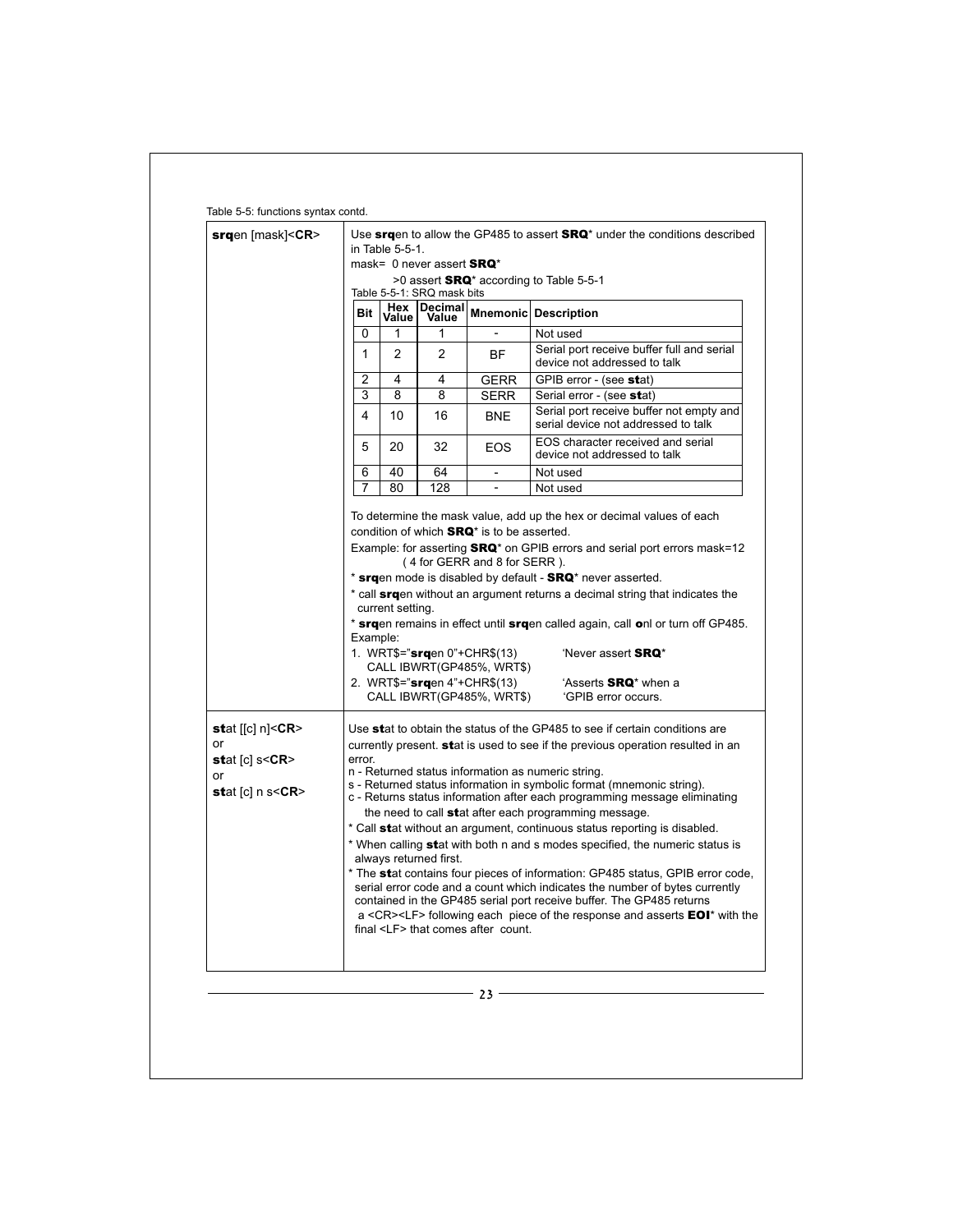Table 5-5: functions syntax contd.

| Command | Description |
|---|---|
| **srq**en [mask]<**CR**> | Use **srq**en to allow the GP485 to assert **SRQ*** under the conditions described in Table 5-5-1.<br>mask= 0 never assert **SRQ***<br>>0 assert **SRQ*** according to Table 5-5-1 |

Table 5-5-1: SRQ mask bits

| Bit | Hex Value | Decimal Value | Mnemonic | Description |
|---|---|---|---|---|
| 0 | 1 | 1 | - | Not used |
| 1 | 2 | 2 | BF | Serial port receive buffer full and serial device not addressed to talk |
| 2 | 4 | 4 | GERR | GPIB error - (see **st**at) |
| 3 | 8 | 8 | SERR | Serial error - (see **st**at) |
| 4 | 10 | 16 | BNE | Serial port receive buffer not empty and serial device not addressed to talk |
| 5 | 20 | 32 | EOS | EOS character received and serial device not addressed to talk |
| 6 | 40 | 64 | - | Not used |
| 7 | 80 | 128 | - | Not used |

To determine the mask value, add up the hex or decimal values of each condition of which **SRQ*** is to be asserted.

Example: for asserting **SRQ*** on GPIB errors and serial port errors mask=12 ( 4 for GERR and 8 for SERR ).

* **srq**en mode is disabled by default - **SRQ*** never asserted.
* call **srq**en without an argument returns a decimal string that indicates the current setting.
* **srq**en remains in effect until **srq**en called again, call **o**nl or turn off GP485.

Example:

```
1. WRT$="srqen 0"+CHR$(13)          'Never assert SRQ*
   CALL IBWRT(GP485%, WRT$)
2. WRT$="srqen 4"+CHR$(13)          'Asserts SRQ* when a
   CALL IBWRT(GP485%, WRT$)          'GPIB error occurs.
```

**st**at [[c] n]<**CR**>
or
**st**at [c] s<**CR**>
or
**st**at [c] n s<**CR**>

Use **st**at to obtain the status of the GP485 to see if certain conditions are currently present. **st**at is used to see if the previous operation resulted in an error.

n - Returned status information as numeric string.
s - Returned status information in symbolic format (mnemonic string).
c - Returns status information after each programming message eliminating the need to call **st**at after each programming message.

* Call **st**at without an argument, continuous status reporting is disabled.
* When calling **st**at with both n and s modes specified, the numeric status is always returned first.
* The **st**at contains four pieces of information: GP485 status, GPIB error code, serial error code and a count which indicates the number of bytes currently contained in the GP485 serial port receive buffer. The GP485 returns a <CR><LF> following each piece of the response and asserts **EOI*** with the final <LF> that comes after count.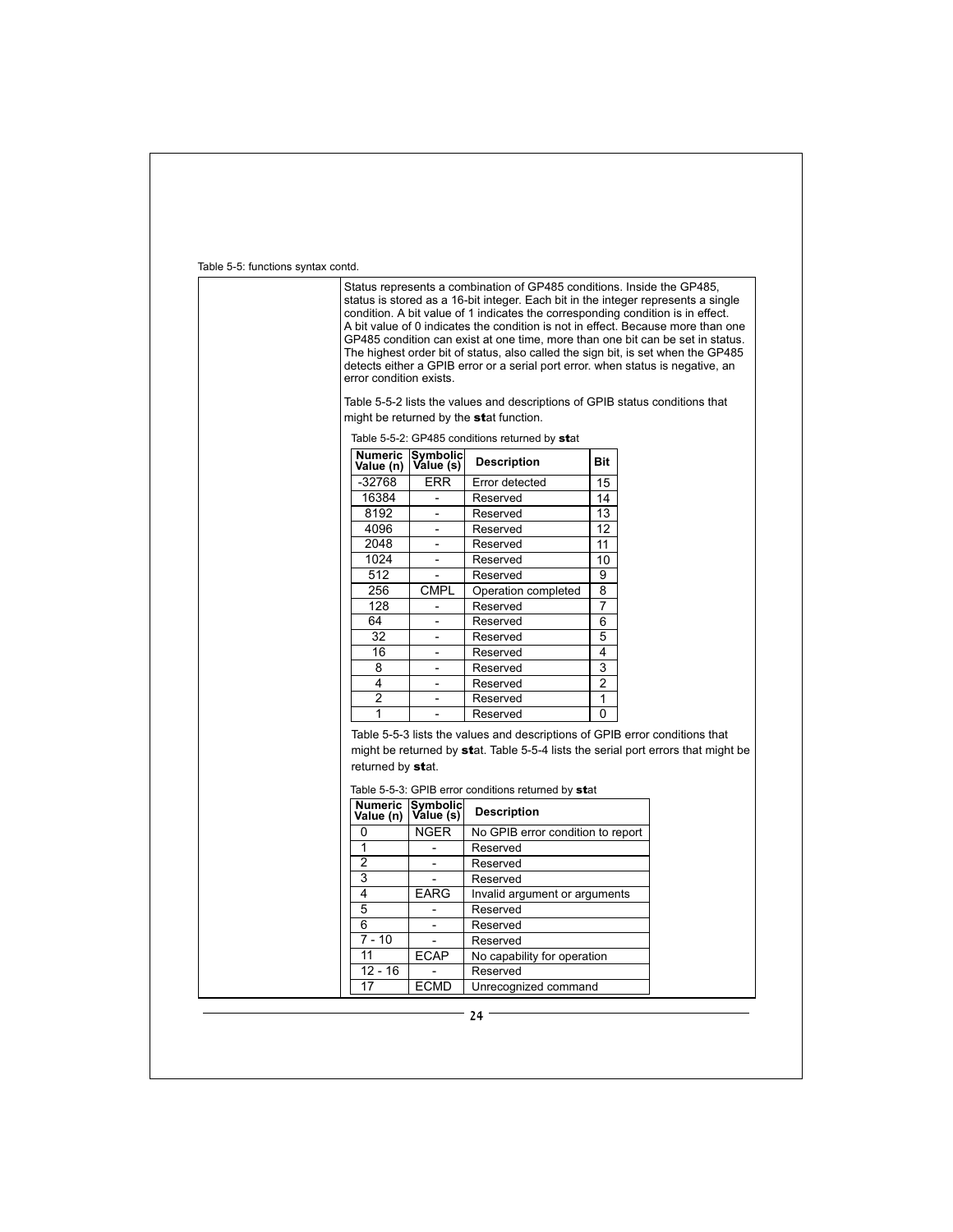Table 5-5: functions syntax contd.

Status represents a combination of GP485 conditions. Inside the GP485, status is stored as a 16-bit integer. Each bit in the integer represents a single condition. A bit value of 1 indicates the corresponding condition is in effect. A bit value of 0 indicates the condition is not in effect. Because more than one GP485 condition can exist at one time, more than one bit can be set in status. The highest order bit of status, also called the sign bit, is set when the GP485 detects either a GPIB error or a serial port error. when status is negative, an error condition exists.

Table 5-5-2 lists the values and descriptions of GPIB status conditions that might be returned by the **st**at function.

Table 5-5-2: GP485 conditions returned by **st**at

| Numeric Value (n) | Symbolic Value (s) | Description | Bit |
|---|---|---|---|
| -32768 | ERR | Error detected | 15 |
| 16384 | - | Reserved | 14 |
| 8192 | - | Reserved | 13 |
| 4096 | - | Reserved | 12 |
| 2048 | - | Reserved | 11 |
| 1024 | - | Reserved | 10 |
| 512 | - | Reserved | 9 |
| 256 | CMPL | Operation completed | 8 |
| 128 | - | Reserved | 7 |
| 64 | - | Reserved | 6 |
| 32 | - | Reserved | 5 |
| 16 | - | Reserved | 4 |
| 8 | - | Reserved | 3 |
| 4 | - | Reserved | 2 |
| 2 | - | Reserved | 1 |
| 1 | - | Reserved | 0 |

Table 5-5-3 lists the values and descriptions of GPIB error conditions that might be returned by **st**at. Table 5-5-4 lists the serial port errors that might be returned by **st**at.

Table 5-5-3: GPIB error conditions returned by **st**at

| Numeric Value (n) | Symbolic Value (s) | Description |
|---|---|---|
| 0 | NGER | No GPIB error condition to report |
| 1 | - | Reserved |
| 2 | - | Reserved |
| 3 | - | Reserved |
| 4 | EARG | Invalid argument or arguments |
| 5 | - | Reserved |
| 6 | - | Reserved |
| 7 - 10 | - | Reserved |
| 11 | ECAP | No capability for operation |
| 12 - 16 | - | Reserved |
| 17 | ECMD | Unrecognized command |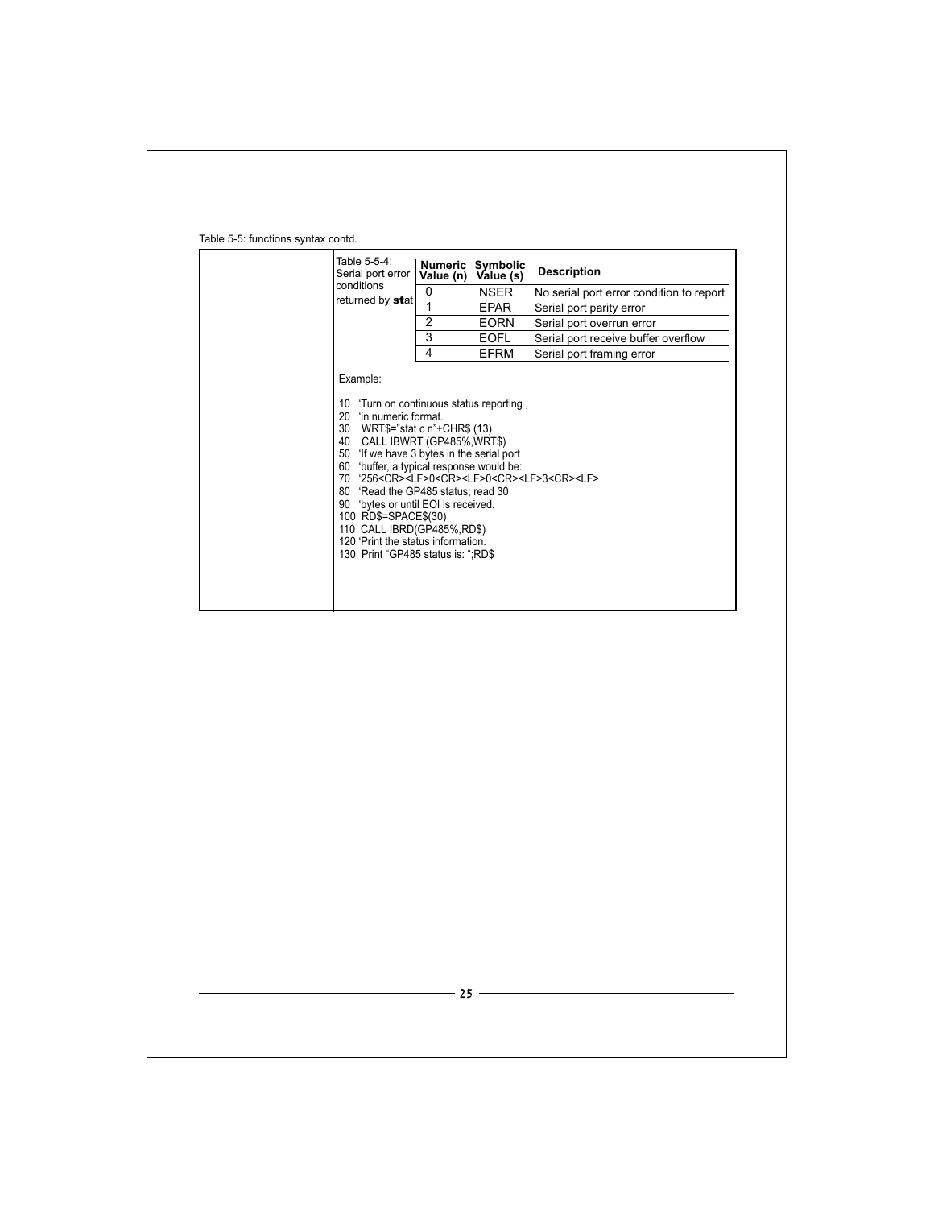Table 5-5: functions syntax contd.

Table 5-5-4: Serial port error conditions returned by **st**at

| Numeric Value (n) | Symbolic Value (s) | Description |
|---|---|---|
| 0 | NSER | No serial port error condition to report |
| 1 | EPAR | Serial port parity error |
| 2 | EORN | Serial port overrun error |
| 3 | EOFL | Serial port receive buffer overflow |
| 4 | EFRM | Serial port framing error |

Example:

```
10  'Turn on continuous status reporting ,
20  'in numeric format.
30   WRT$="stat c n"+CHR$ (13)
40   CALL IBWRT (GP485%,WRT$)
50  'If we have 3 bytes in the serial port
60  'buffer, a typical response would be:
70  '256<CR><LF>0<CR><LF>0<CR><LF>3<CR><LF>
80  'Read the GP485 status; read 30
90  'bytes or until EOI is received.
100  RD$=SPACE$(30)
110  CALL IBRD(GP485%,RD$)
120 'Print the status information.
130  Print "GP485 status is: ";RD$
```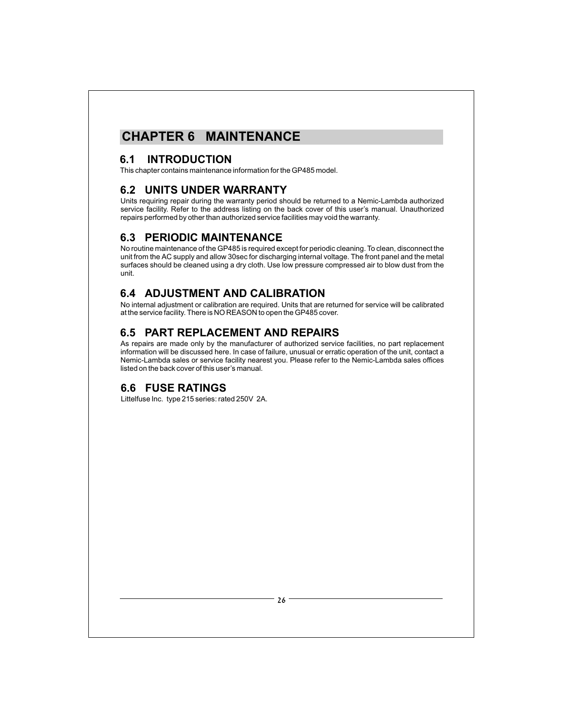# CHAPTER 6 MAINTENANCE

## 6.1 INTRODUCTION

This chapter contains maintenance information for the GP485 model.

## 6.2 UNITS UNDER WARRANTY

Units requiring repair during the warranty period should be returned to a Nemic-Lambda authorized service facility. Refer to the address listing on the back cover of this user's manual. Unauthorized repairs performed by other than authorized service facilities may void the warranty.

## 6.3 PERIODIC MAINTENANCE

No routine maintenance of the GP485 is required except for periodic cleaning. To clean, disconnect the unit from the AC supply and allow 30sec for discharging internal voltage. The front panel and the metal surfaces should be cleaned using a dry cloth. Use low pressure compressed air to blow dust from the unit.

## 6.4 ADJUSTMENT AND CALIBRATION

No internal adjustment or calibration are required. Units that are returned for service will be calibrated at the service facility. There is NO REASON to open the GP485 cover.

## 6.5 PART REPLACEMENT AND REPAIRS

As repairs are made only by the manufacturer of authorized service facilities, no part replacement information will be discussed here. In case of failure, unusual or erratic operation of the unit, contact a Nemic-Lambda sales or service facility nearest you. Please refer to the Nemic-Lambda sales offices listed on the back cover of this user's manual.

## 6.6 FUSE RATINGS

Littelfuse Inc. type 215 series: rated 250V 2A.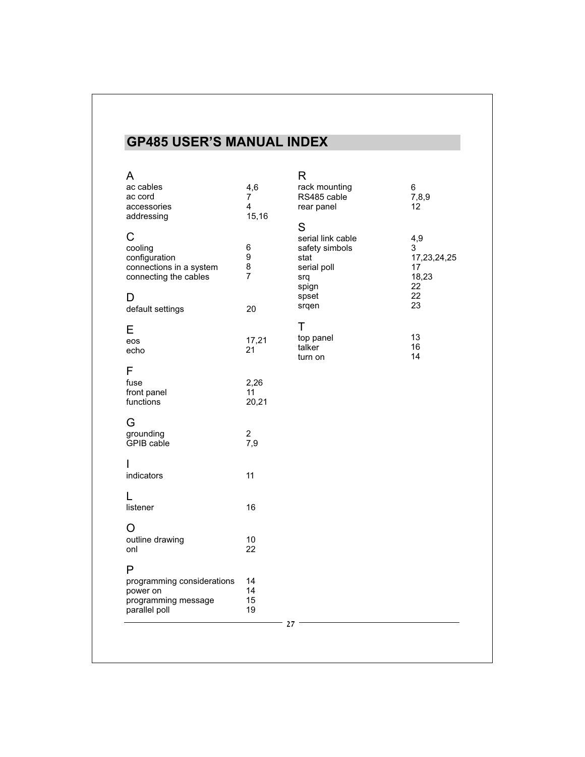## GP485 USER'S MANUAL INDEX

### A

| | |
|---|---|
| ac cables | 4,6 |
| ac cord | 7 |
| accessories | 4 |
| addressing | 15,16 |

### C

| | |
|---|---|
| cooling | 6 |
| configuration | 9 |
| connections in a system | 8 |
| connecting the cables | 7 |

### D

| | |
|---|---|
| default settings | 20 |

### E

| | |
|---|---|
| eos | 17,21 |
| echo | 21 |

### F

| | |
|---|---|
| fuse | 2,26 |
| front panel | 11 |
| functions | 20,21 |

### G

| | |
|---|---|
| grounding | 2 |
| GPIB cable | 7,9 |

### I

| | |
|---|---|
| indicators | 11 |

### L

| | |
|---|---|
| listener | 16 |

### O

| | |
|---|---|
| outline drawing | 10 |
| onl | 22 |

### P

| | |
|---|---|
| programming considerations | 14 |
| power on | 14 |
| programming message | 15 |
| parallel poll | 19 |

### R

| | |
|---|---|
| rack mounting | 6 |
| RS485 cable | 7,8,9 |
| rear panel | 12 |

### S

| | |
|---|---|
| serial link cable | 4,9 |
| safety simbols | 3 |
| stat | 17,23,24,25 |
| serial poll | 17 |
| srq | 18,23 |
| spign | 22 |
| spset | 22 |
| srqen | 23 |

### T

| | |
|---|---|
| top panel | 13 |
| talker | 16 |
| turn on | 14 |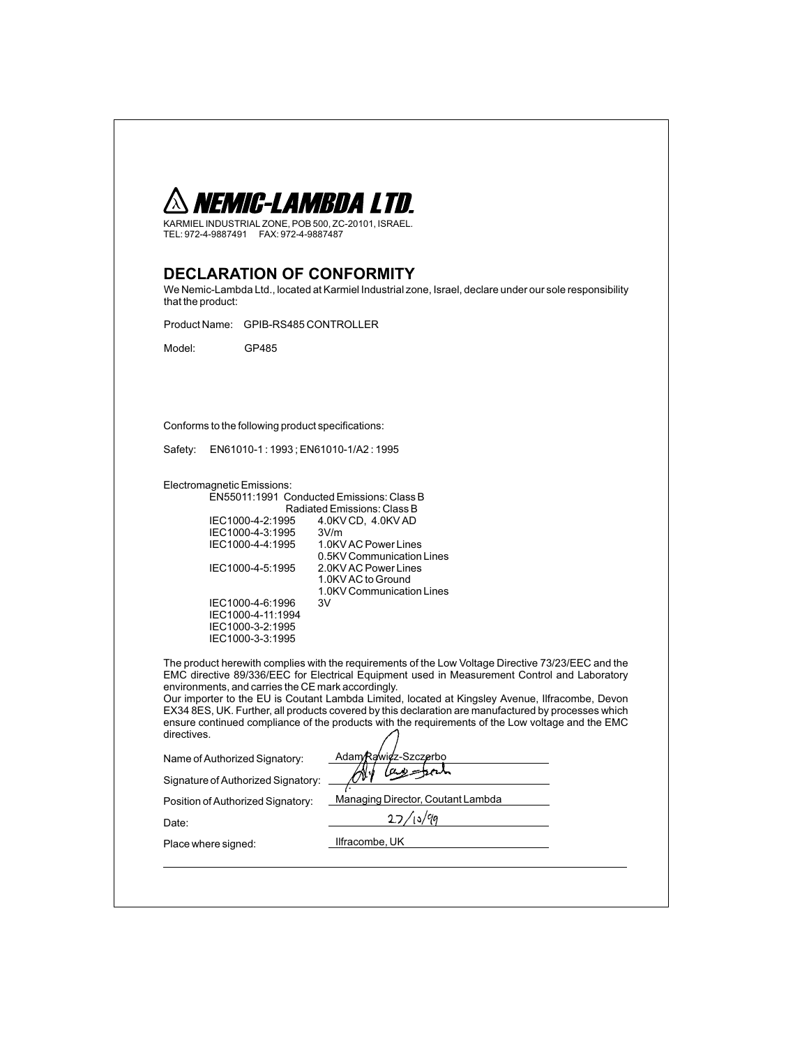**NEMIC-LAMBDA LTD.**

KARMIEL INDUSTRIAL ZONE, POB 500, ZC-20101, ISRAEL.
TEL: 972-4-9887491 FAX: 972-4-9887487

## DECLARATION OF CONFORMITY

We Nemic-Lambda Ltd., located at Karmiel Industrial zone, Israel, declare under our sole responsibility that the product:

Product Name: GPIB-RS485 CONTROLLER

Model: GP485

Conforms to the following product specifications:

Safety: EN61010-1 : 1993 ; EN61010-1/A2 : 1995

Electromagnetic Emissions:

| | |
|---|---|
| EN55011:1991 | Conducted Emissions: Class B |
| | Radiated Emissions: Class B |
| IEC1000-4-2:1995 | 4.0KV CD, 4.0KV AD |
| IEC1000-4-3:1995 | 3V/m |
| IEC1000-4-4:1995 | 1.0KV AC Power Lines |
| | 0.5KV Communication Lines |
| IEC1000-4-5:1995 | 2.0KV AC Power Lines |
| | 1.0KV AC to Ground |
| | 1.0KV Communication Lines |
| IEC1000-4-6:1996 | 3V |
| IEC1000-4-11:1994 | |
| IEC1000-3-2:1995 | |
| IEC1000-3-3:1995 | |

The product herewith complies with the requirements of the Low Voltage Directive 73/23/EEC and the EMC directive 89/336/EEC for Electrical Equipment used in Measurement Control and Laboratory environments, and carries the CE mark accordingly.
Our importer to the EU is Coutant Lambda Limited, located at Kingsley Avenue, Ilfracombe, Devon EX34 8ES, UK. Further, all products covered by this declaration are manufactured by processes which ensure continued compliance of the products with the requirements of the Low voltage and the EMC directives.

Name of Authorized Signatory: Adam Rawicz-Szczerbo

Signature of Authorized Signatory: [signature]

Position of Authorized Signatory: Managing Director, Coutant Lambda

Date: 27/10/99

Place where signed: Ilfracombe, UK